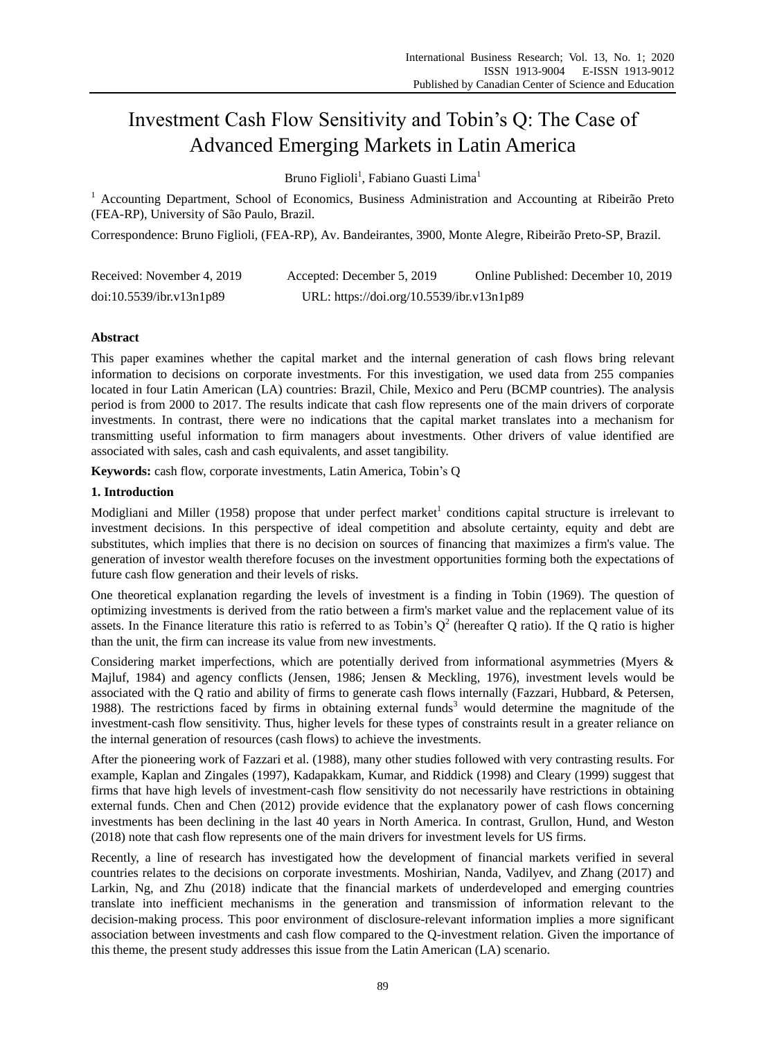# Investment Cash Flow Sensitivity and Tobin's Q: The Case of Advanced Emerging Markets in Latin America

Bruno Figlioli[1], Fabiano Guasti Lima[1]

[1] Accounting Department, School of Economics, Business Administration and Accounting at Ribeirão Preto (FEA-RP), University of São Paulo, Brazil.

Correspondence: Bruno Figlioli, (FEA-RP), Av. Bandeirantes, 3900, Monte Alegre, Ribeirão Preto-SP, Brazil.

Received: November 4, 2019 Accepted: December 5, 2019 Online Published: December 10, 2019

doi:10.5539/ibr.v13n1p89 URL: https://doi.org/10.5539/ibr.v13n1p89

## Abstract

This paper examines whether the capital market and the internal generation of cash flows bring relevant information to decisions on corporate investments. For this investigation, we used data from 255 companies located in four Latin American (LA) countries: Brazil, Chile, Mexico and Peru (BCMP countries). The analysis period is from 2000 to 2017. The results indicate that cash flow represents one of the main drivers of corporate investments. In contrast, there were no indications that the capital market translates into a mechanism for transmitting useful information to firm managers about investments. Other drivers of value identified are associated with sales, cash and cash equivalents, and asset tangibility.

**Keywords:** cash flow, corporate investments, Latin America, Tobin's Q

## 1. Introduction

Modigliani and Miller (1958) propose that under perfect market[1] conditions capital structure is irrelevant to investment decisions. In this perspective of ideal competition and absolute certainty, equity and debt are substitutes, which implies that there is no decision on sources of financing that maximizes a firm's value. The generation of investor wealth therefore focuses on the investment opportunities forming both the expectations of future cash flow generation and their levels of risks.

One theoretical explanation regarding the levels of investment is a finding in Tobin (1969). The question of optimizing investments is derived from the ratio between a firm's market value and the replacement value of its assets. In the Finance literature this ratio is referred to as Tobin's Q[2] (hereafter Q ratio). If the Q ratio is higher than the unit, the firm can increase its value from new investments.

Considering market imperfections, which are potentially derived from informational asymmetries (Myers & Majluf, 1984) and agency conflicts (Jensen, 1986; Jensen & Meckling, 1976), investment levels would be associated with the Q ratio and ability of firms to generate cash flows internally (Fazzari, Hubbard, & Petersen, 1988). The restrictions faced by firms in obtaining external funds[3] would determine the magnitude of the investment-cash flow sensitivity. Thus, higher levels for these types of constraints result in a greater reliance on the internal generation of resources (cash flows) to achieve the investments.

After the pioneering work of Fazzari et al. (1988), many other studies followed with very contrasting results. For example, Kaplan and Zingales (1997), Kadapakkam, Kumar, and Riddick (1998) and Cleary (1999) suggest that firms that have high levels of investment-cash flow sensitivity do not necessarily have restrictions in obtaining external funds. Chen and Chen (2012) provide evidence that the explanatory power of cash flows concerning investments has been declining in the last 40 years in North America. In contrast, Grullon, Hund, and Weston (2018) note that cash flow represents one of the main drivers for investment levels for US firms.

Recently, a line of research has investigated how the development of financial markets verified in several countries relates to the decisions on corporate investments. Moshirian, Nanda, Vadilyev, and Zhang (2017) and Larkin, Ng, and Zhu (2018) indicate that the financial markets of underdeveloped and emerging countries translate into inefficient mechanisms in the generation and transmission of information relevant to the decision-making process. This poor environment of disclosure-relevant information implies a more significant association between investments and cash flow compared to the Q-investment relation. Given the importance of this theme, the present study addresses this issue from the Latin American (LA) scenario.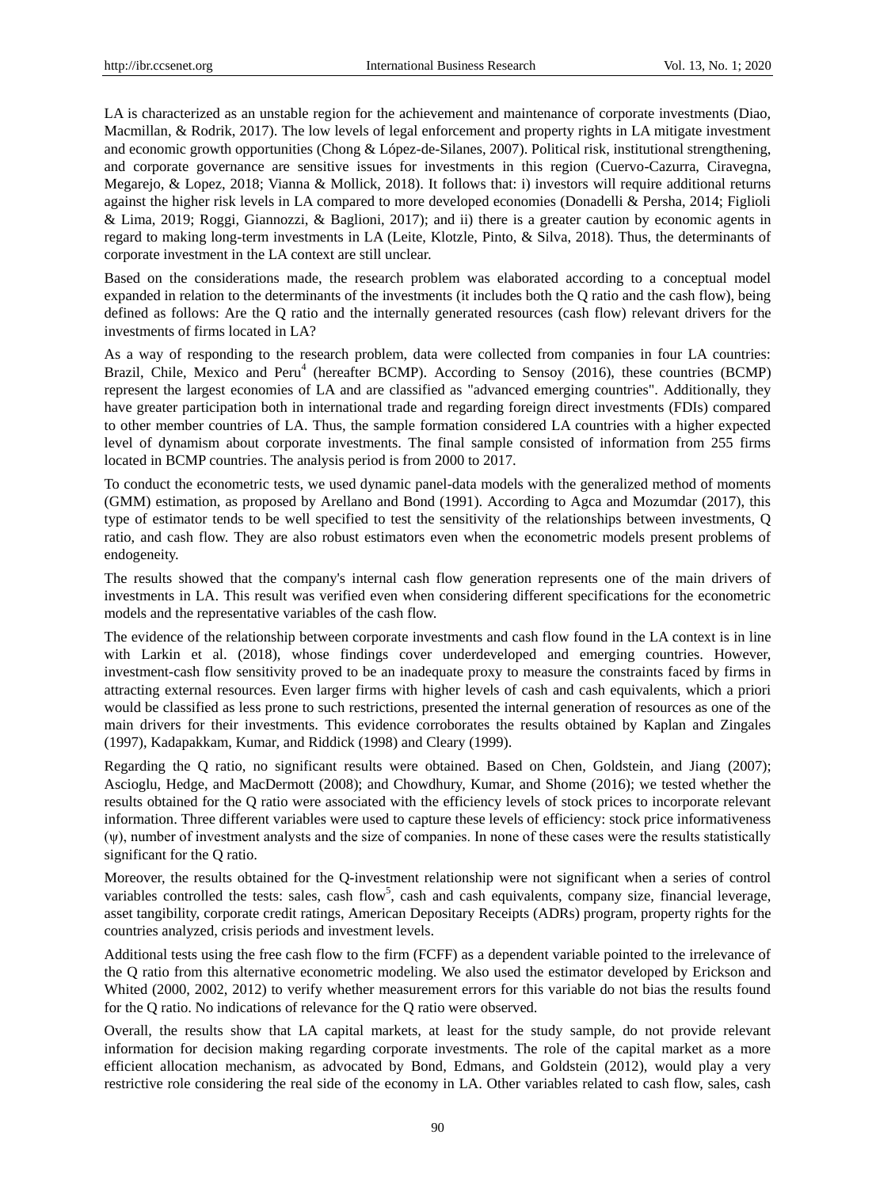LA is characterized as an unstable region for the achievement and maintenance of corporate investments (Diao, Macmillan, & Rodrik, 2017). The low levels of legal enforcement and property rights in LA mitigate investment and economic growth opportunities (Chong & López-de-Silanes, 2007). Political risk, institutional strengthening, and corporate governance are sensitive issues for investments in this region (Cuervo-Cazurra, Ciravegna, Megarejo, & Lopez, 2018; Vianna & Mollick, 2018). It follows that: i) investors will require additional returns against the higher risk levels in LA compared to more developed economies (Donadelli & Persha, 2014; Figlioli & Lima, 2019; Roggi, Giannozzi, & Baglioni, 2017); and ii) there is a greater caution by economic agents in regard to making long-term investments in LA (Leite, Klotzle, Pinto, & Silva, 2018). Thus, the determinants of corporate investment in the LA context are still unclear.

Based on the considerations made, the research problem was elaborated according to a conceptual model expanded in relation to the determinants of the investments (it includes both the Q ratio and the cash flow), being defined as follows: Are the Q ratio and the internally generated resources (cash flow) relevant drivers for the investments of firms located in LA?

As a way of responding to the research problem, data were collected from companies in four LA countries: Brazil, Chile, Mexico and Peru[4] (hereafter BCMP). According to Sensoy (2016), these countries (BCMP) represent the largest economies of LA and are classified as "advanced emerging countries". Additionally, they have greater participation both in international trade and regarding foreign direct investments (FDIs) compared to other member countries of LA. Thus, the sample formation considered LA countries with a higher expected level of dynamism about corporate investments. The final sample consisted of information from 255 firms located in BCMP countries. The analysis period is from 2000 to 2017.

To conduct the econometric tests, we used dynamic panel-data models with the generalized method of moments (GMM) estimation, as proposed by Arellano and Bond (1991). According to Agca and Mozumdar (2017), this type of estimator tends to be well specified to test the sensitivity of the relationships between investments, Q ratio, and cash flow. They are also robust estimators even when the econometric models present problems of endogeneity.

The results showed that the company's internal cash flow generation represents one of the main drivers of investments in LA. This result was verified even when considering different specifications for the econometric models and the representative variables of the cash flow.

The evidence of the relationship between corporate investments and cash flow found in the LA context is in line with Larkin et al. (2018), whose findings cover underdeveloped and emerging countries. However, investment-cash flow sensitivity proved to be an inadequate proxy to measure the constraints faced by firms in attracting external resources. Even larger firms with higher levels of cash and cash equivalents, which a priori would be classified as less prone to such restrictions, presented the internal generation of resources as one of the main drivers for their investments. This evidence corroborates the results obtained by Kaplan and Zingales (1997), Kadapakkam, Kumar, and Riddick (1998) and Cleary (1999).

Regarding the Q ratio, no significant results were obtained. Based on Chen, Goldstein, and Jiang (2007); Ascioglu, Hedge, and MacDermott (2008); and Chowdhury, Kumar, and Shome (2016); we tested whether the results obtained for the Q ratio were associated with the efficiency levels of stock prices to incorporate relevant information. Three different variables were used to capture these levels of efficiency: stock price informativeness ($\psi$), number of investment analysts and the size of companies. In none of these cases were the results statistically significant for the Q ratio.

Moreover, the results obtained for the Q-investment relationship were not significant when a series of control variables controlled the tests: sales, cash flow[5], cash and cash equivalents, company size, financial leverage, asset tangibility, corporate credit ratings, American Depositary Receipts (ADRs) program, property rights for the countries analyzed, crisis periods and investment levels.

Additional tests using the free cash flow to the firm (FCFF) as a dependent variable pointed to the irrelevance of the Q ratio from this alternative econometric modeling. We also used the estimator developed by Erickson and Whited (2000, 2002, 2012) to verify whether measurement errors for this variable do not bias the results found for the Q ratio. No indications of relevance for the Q ratio were observed.

Overall, the results show that LA capital markets, at least for the study sample, do not provide relevant information for decision making regarding corporate investments. The role of the capital market as a more efficient allocation mechanism, as advocated by Bond, Edmans, and Goldstein (2012), would play a very restrictive role considering the real side of the economy in LA. Other variables related to cash flow, sales, cash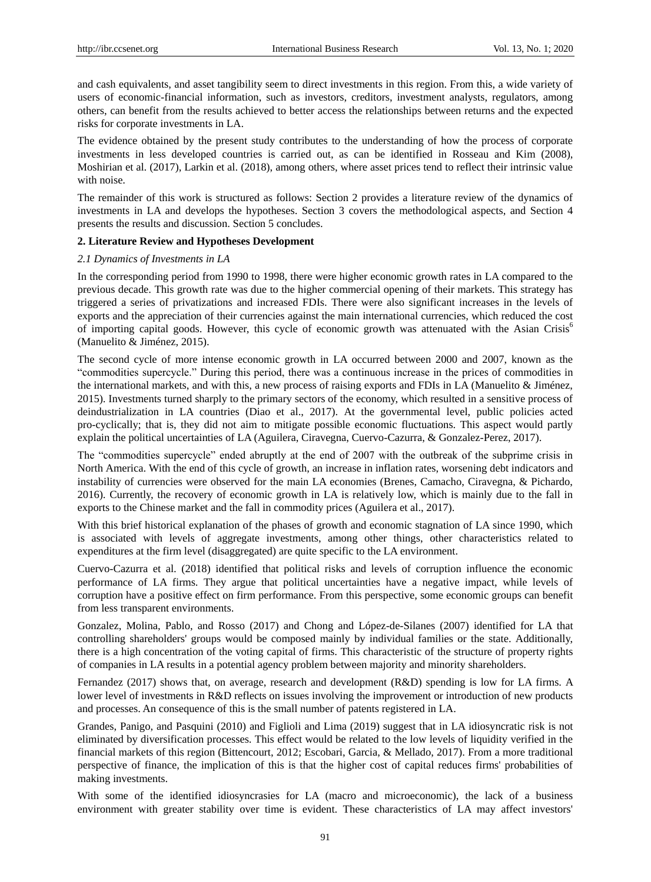and cash equivalents, and asset tangibility seem to direct investments in this region. From this, a wide variety of users of economic-financial information, such as investors, creditors, investment analysts, regulators, among others, can benefit from the results achieved to better access the relationships between returns and the expected risks for corporate investments in LA.

The evidence obtained by the present study contributes to the understanding of how the process of corporate investments in less developed countries is carried out, as can be identified in Rosseau and Kim (2008), Moshirian et al. (2017), Larkin et al. (2018), among others, where asset prices tend to reflect their intrinsic value with noise.

The remainder of this work is structured as follows: Section 2 provides a literature review of the dynamics of investments in LA and develops the hypotheses. Section 3 covers the methodological aspects, and Section 4 presents the results and discussion. Section 5 concludes.

## 2. Literature Review and Hypotheses Development

### *2.1 Dynamics of Investments in LA*

In the corresponding period from 1990 to 1998, there were higher economic growth rates in LA compared to the previous decade. This growth rate was due to the higher commercial opening of their markets. This strategy has triggered a series of privatizations and increased FDIs. There were also significant increases in the levels of exports and the appreciation of their currencies against the main international currencies, which reduced the cost of importing capital goods. However, this cycle of economic growth was attenuated with the Asian Crisis[6] (Manuelito & Jiménez, 2015).

The second cycle of more intense economic growth in LA occurred between 2000 and 2007, known as the "commodities supercycle." During this period, there was a continuous increase in the prices of commodities in the international markets, and with this, a new process of raising exports and FDIs in LA (Manuelito & Jiménez, 2015). Investments turned sharply to the primary sectors of the economy, which resulted in a sensitive process of deindustrialization in LA countries (Diao et al., 2017). At the governmental level, public policies acted pro-cyclically; that is, they did not aim to mitigate possible economic fluctuations. This aspect would partly explain the political uncertainties of LA (Aguilera, Ciravegna, Cuervo-Cazurra, & Gonzalez-Perez, 2017).

The "commodities supercycle" ended abruptly at the end of 2007 with the outbreak of the subprime crisis in North America. With the end of this cycle of growth, an increase in inflation rates, worsening debt indicators and instability of currencies were observed for the main LA economies (Brenes, Camacho, Ciravegna, & Pichardo, 2016). Currently, the recovery of economic growth in LA is relatively low, which is mainly due to the fall in exports to the Chinese market and the fall in commodity prices (Aguilera et al., 2017).

With this brief historical explanation of the phases of growth and economic stagnation of LA since 1990, which is associated with levels of aggregate investments, among other things, other characteristics related to expenditures at the firm level (disaggregated) are quite specific to the LA environment.

Cuervo-Cazurra et al. (2018) identified that political risks and levels of corruption influence the economic performance of LA firms. They argue that political uncertainties have a negative impact, while levels of corruption have a positive effect on firm performance. From this perspective, some economic groups can benefit from less transparent environments.

Gonzalez, Molina, Pablo, and Rosso (2017) and Chong and López-de-Silanes (2007) identified for LA that controlling shareholders' groups would be composed mainly by individual families or the state. Additionally, there is a high concentration of the voting capital of firms. This characteristic of the structure of property rights of companies in LA results in a potential agency problem between majority and minority shareholders.

Fernandez (2017) shows that, on average, research and development (R&D) spending is low for LA firms. A lower level of investments in R&D reflects on issues involving the improvement or introduction of new products and processes. An consequence of this is the small number of patents registered in LA.

Grandes, Panigo, and Pasquini (2010) and Figlioli and Lima (2019) suggest that in LA idiosyncratic risk is not eliminated by diversification processes. This effect would be related to the low levels of liquidity verified in the financial markets of this region (Bittencourt, 2012; Escobari, Garcia, & Mellado, 2017). From a more traditional perspective of finance, the implication of this is that the higher cost of capital reduces firms' probabilities of making investments.

With some of the identified idiosyncrasies for LA (macro and microeconomic), the lack of a business environment with greater stability over time is evident. These characteristics of LA may affect investors'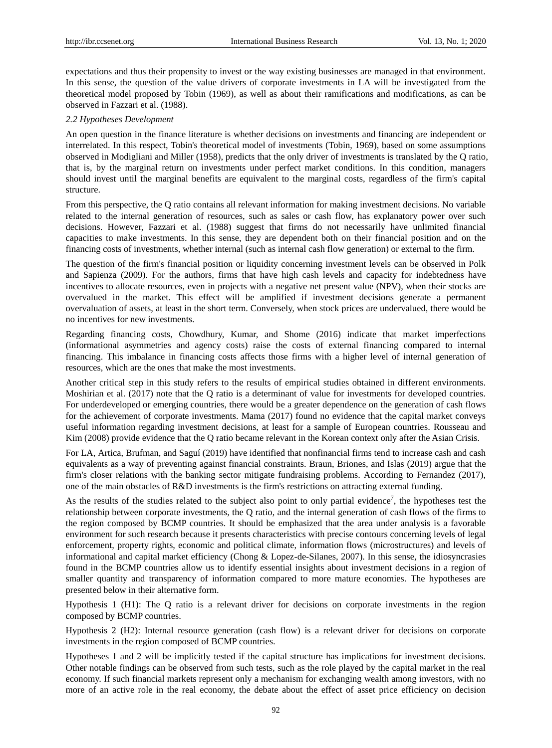expectations and thus their propensity to invest or the way existing businesses are managed in that environment. In this sense, the question of the value drivers of corporate investments in LA will be investigated from the theoretical model proposed by Tobin (1969), as well as about their ramifications and modifications, as can be observed in Fazzari et al. (1988).

### *2.2 Hypotheses Development*

An open question in the finance literature is whether decisions on investments and financing are independent or interrelated. In this respect, Tobin's theoretical model of investments (Tobin, 1969), based on some assumptions observed in Modigliani and Miller (1958), predicts that the only driver of investments is translated by the Q ratio, that is, by the marginal return on investments under perfect market conditions. In this condition, managers should invest until the marginal benefits are equivalent to the marginal costs, regardless of the firm's capital structure.

From this perspective, the Q ratio contains all relevant information for making investment decisions. No variable related to the internal generation of resources, such as sales or cash flow, has explanatory power over such decisions. However, Fazzari et al. (1988) suggest that firms do not necessarily have unlimited financial capacities to make investments. In this sense, they are dependent both on their financial position and on the financing costs of investments, whether internal (such as internal cash flow generation) or external to the firm.

The question of the firm's financial position or liquidity concerning investment levels can be observed in Polk and Sapienza (2009). For the authors, firms that have high cash levels and capacity for indebtedness have incentives to allocate resources, even in projects with a negative net present value (NPV), when their stocks are overvalued in the market. This effect will be amplified if investment decisions generate a permanent overvaluation of assets, at least in the short term. Conversely, when stock prices are undervalued, there would be no incentives for new investments.

Regarding financing costs, Chowdhury, Kumar, and Shome (2016) indicate that market imperfections (informational asymmetries and agency costs) raise the costs of external financing compared to internal financing. This imbalance in financing costs affects those firms with a higher level of internal generation of resources, which are the ones that make the most investments.

Another critical step in this study refers to the results of empirical studies obtained in different environments. Moshirian et al. (2017) note that the Q ratio is a determinant of value for investments for developed countries. For underdeveloped or emerging countries, there would be a greater dependence on the generation of cash flows for the achievement of corporate investments. Mama (2017) found no evidence that the capital market conveys useful information regarding investment decisions, at least for a sample of European countries. Rousseau and Kim (2008) provide evidence that the Q ratio became relevant in the Korean context only after the Asian Crisis.

For LA, Artica, Brufman, and Saguí (2019) have identified that nonfinancial firms tend to increase cash and cash equivalents as a way of preventing against financial constraints. Braun, Briones, and Islas (2019) argue that the firm's closer relations with the banking sector mitigate fundraising problems. According to Fernandez (2017), one of the main obstacles of R&D investments is the firm's restrictions on attracting external funding.

As the results of the studies related to the subject also point to only partial evidence[7], the hypotheses test the relationship between corporate investments, the Q ratio, and the internal generation of cash flows of the firms to the region composed by BCMP countries. It should be emphasized that the area under analysis is a favorable environment for such research because it presents characteristics with precise contours concerning levels of legal enforcement, property rights, economic and political climate, information flows (microstructures) and levels of informational and capital market efficiency (Chong & Lopez-de-Silanes, 2007). In this sense, the idiosyncrasies found in the BCMP countries allow us to identify essential insights about investment decisions in a region of smaller quantity and transparency of information compared to more mature economies. The hypotheses are presented below in their alternative form.

Hypothesis 1 (H1): The Q ratio is a relevant driver for decisions on corporate investments in the region composed by BCMP countries.

Hypothesis 2 (H2): Internal resource generation (cash flow) is a relevant driver for decisions on corporate investments in the region composed of BCMP countries.

Hypotheses 1 and 2 will be implicitly tested if the capital structure has implications for investment decisions. Other notable findings can be observed from such tests, such as the role played by the capital market in the real economy. If such financial markets represent only a mechanism for exchanging wealth among investors, with no more of an active role in the real economy, the debate about the effect of asset price efficiency on decision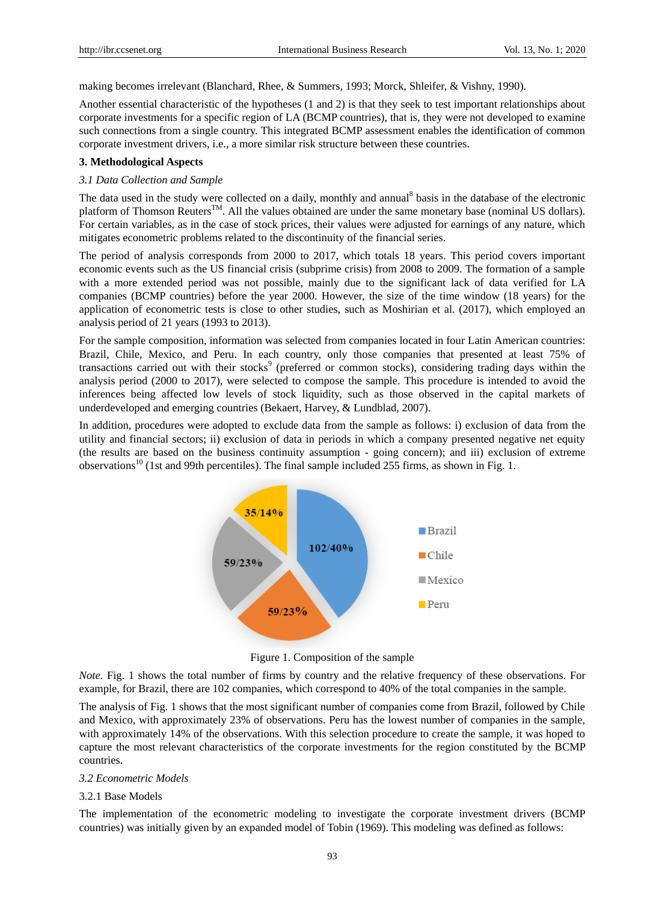making becomes irrelevant (Blanchard, Rhee, & Summers, 1993; Morck, Shleifer, & Vishny, 1990).

Another essential characteristic of the hypotheses (1 and 2) is that they seek to test important relationships about corporate investments for a specific region of LA (BCMP countries), that is, they were not developed to examine such connections from a single country. This integrated BCMP assessment enables the identification of common corporate investment drivers, i.e., a more similar risk structure between these countries.

## 3. Methodological Aspects

### *3.1 Data Collection and Sample*

The data used in the study were collected on a daily, monthly and annual[8] basis in the database of the electronic platform of Thomson Reuters™. All the values obtained are under the same monetary base (nominal US dollars). For certain variables, as in the case of stock prices, their values were adjusted for earnings of any nature, which mitigates econometric problems related to the discontinuity of the financial series.

The period of analysis corresponds from 2000 to 2017, which totals 18 years. This period covers important economic events such as the US financial crisis (subprime crisis) from 2008 to 2009. The formation of a sample with a more extended period was not possible, mainly due to the significant lack of data verified for LA companies (BCMP countries) before the year 2000. However, the size of the time window (18 years) for the application of econometric tests is close to other studies, such as Moshirian et al. (2017), which employed an analysis period of 21 years (1993 to 2013).

For the sample composition, information was selected from companies located in four Latin American countries: Brazil, Chile, Mexico, and Peru. In each country, only those companies that presented at least 75% of transactions carried out with their stocks[9] (preferred or common stocks), considering trading days within the analysis period (2000 to 2017), were selected to compose the sample. This procedure is intended to avoid the inferences being affected low levels of stock liquidity, such as those observed in the capital markets of underdeveloped and emerging countries (Bekaert, Harvey, & Lundblad, 2007).

In addition, procedures were adopted to exclude data from the sample as follows: i) exclusion of data from the utility and financial sectors; ii) exclusion of data in periods in which a company presented negative net equity (the results are based on the business continuity assumption - going concern); and iii) exclusion of extreme observations[10] (1st and 99th percentiles). The final sample included 255 firms, as shown in Fig. 1.

| Country | Firms/% |
|---|---|
| Brazil | 102/40% |
| Chile | 59/23% |
| Mexico | 59/23% |
| Peru | 35/14% |

Figure 1. Composition of the sample

*Note.* Fig. 1 shows the total number of firms by country and the relative frequency of these observations. For example, for Brazil, there are 102 companies, which correspond to 40% of the total companies in the sample.

The analysis of Fig. 1 shows that the most significant number of companies come from Brazil, followed by Chile and Mexico, with approximately 23% of observations. Peru has the lowest number of companies in the sample, with approximately 14% of the observations. With this selection procedure to create the sample, it was hoped to capture the most relevant characteristics of the corporate investments for the region constituted by the BCMP countries.

### *3.2 Econometric Models*

#### 3.2.1 Base Models

The implementation of the econometric modeling to investigate the corporate investment drivers (BCMP countries) was initially given by an expanded model of Tobin (1969). This modeling was defined as follows: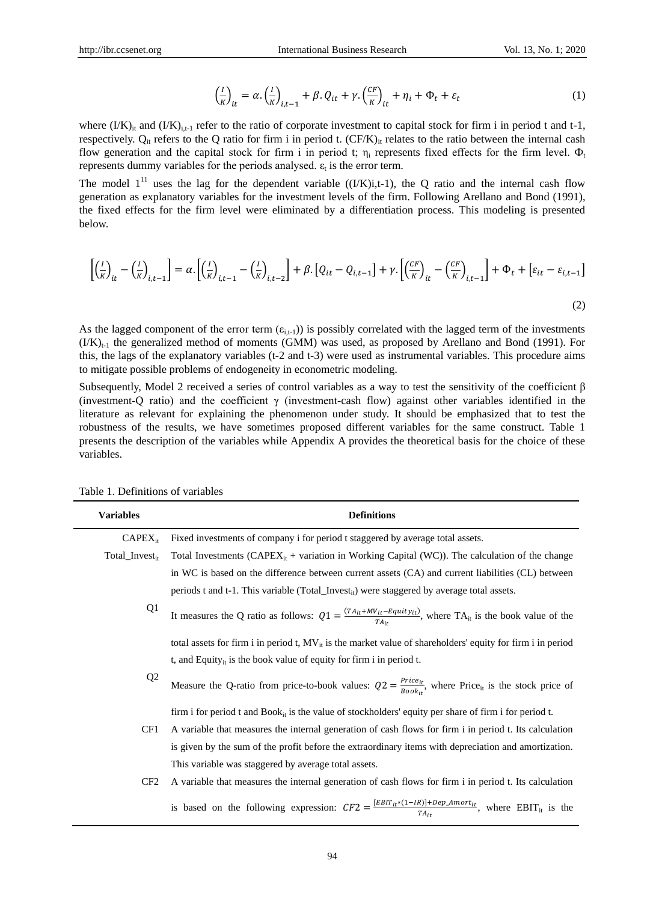$$\left(\frac{I}{K}\right)_{it} = \alpha.\left(\frac{I}{K}\right)_{i,t-1} + \beta.Q_{it} + \gamma.\left(\frac{CF}{K}\right)_{it} + \eta_i + \Phi_t + \varepsilon_t \quad (1)$$

where $(I/K)_{it}$ and $(I/K)_{i,t-1}$ refer to the ratio of corporate investment to capital stock for firm i in period t and t-1, respectively. $Q_{it}$ refers to the Q ratio for firm i in period t. $(CF/K)_{it}$ relates to the ratio between the internal cash flow generation and the capital stock for firm i in period t; $\eta_i$ represents fixed effects for the firm level. $\Phi_t$ represents dummy variables for the periods analysed. $\varepsilon_t$ is the error term.

The model 1[11] uses the lag for the dependent variable ((I/K)i,t-1), the Q ratio and the internal cash flow generation as explanatory variables for the investment levels of the firm. Following Arellano and Bond (1991), the fixed effects for the firm level were eliminated by a differentiation process. This modeling is presented below.

$$\left[\left(\frac{I}{K}\right)_{it} - \left(\frac{I}{K}\right)_{i,t-1}\right] = \alpha.\left[\left(\frac{I}{K}\right)_{i,t-1} - \left(\frac{I}{K}\right)_{i,t-2}\right] + \beta.\left[Q_{it} - Q_{i,t-1}\right] + \gamma.\left[\left(\frac{CF}{K}\right)_{it} - \left(\frac{CF}{K}\right)_{i,t-1}\right] + \Phi_t + \left[\varepsilon_{it} - \varepsilon_{i,t-1}\right] \quad (2)$$

As the lagged component of the error term ($\varepsilon_{i,t-1}$)) is possibly correlated with the lagged term of the investments $(I/K)_{t-1}$ the generalized method of moments (GMM) was used, as proposed by Arellano and Bond (1991). For this, the lags of the explanatory variables (t-2 and t-3) were used as instrumental variables. This procedure aims to mitigate possible problems of endogeneity in econometric modeling.

Subsequently, Model 2 received a series of control variables as a way to test the sensitivity of the coefficient β (investment-Q ratio) and the coefficient γ (investment-cash flow) against other variables identified in the literature as relevant for explaining the phenomenon under study. It should be emphasized that to test the robustness of the results, we have sometimes proposed different variables for the same construct. Table 1 presents the description of the variables while Appendix A provides the theoretical basis for the choice of these variables.

Table 1. Definitions of variables

| Variables | Definitions |
|---|---|
| $CAPEX_{it}$ | Fixed investments of company i for period t staggered by average total assets. |
| $Total\_Invest_{it}$ | Total Investments ($CAPEX_{it}$ + variation in Working Capital (WC)). The calculation of the change in WC is based on the difference between current assets (CA) and current liabilities (CL) between periods t and t-1. This variable ($Total\_Invest_{it}$) were staggered by average total assets. |
| Q1 | It measures the Q ratio as follows: $Q1 = \frac{(TA_{it}+MV_{it}-Equity_{it})}{TA_{it}}$, where $TA_{it}$ is the book value of the total assets for firm i in period t, $MV_{it}$ is the market value of shareholders' equity for firm i in period t, and $Equity_{it}$ is the book value of equity for firm i in period t. |
| Q2 | Measure the Q-ratio from price-to-book values: $Q2 = \frac{Price_{it}}{Book_{it}}$, where $Price_{it}$ is the stock price of firm i for period t and $Book_{it}$ is the value of stockholders' equity per share of firm i for period t. |
| CF1 | A variable that measures the internal generation of cash flows for firm i in period t. Its calculation is given by the sum of the profit before the extraordinary items with depreciation and amortization. This variable was staggered by average total assets. |
| CF2 | A variable that measures the internal generation of cash flows for firm i in period t. Its calculation is based on the following expression: $CF2 = \frac{[EBIT_{it}*(1-IR)]+Dep\_Amort_{it}}{TA_{it}}$, where $EBIT_{it}$ is the |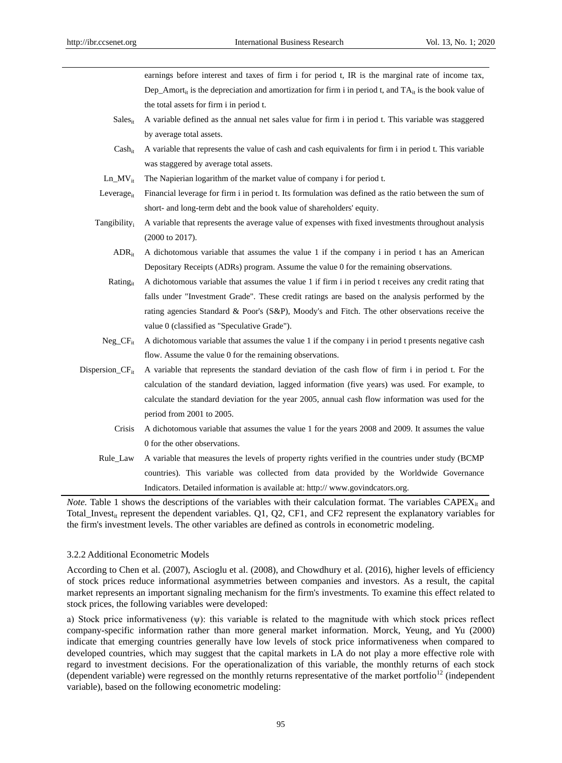| | |
|---|---|
| | earnings before interest and taxes of firm i for period t, IR is the marginal rate of income tax, $Dep\_Amort_{it}$ is the depreciation and amortization for firm i in period t, and $TA_{it}$ is the book value of the total assets for firm i in period t. |
| $Sales_{it}$ | A variable defined as the annual net sales value for firm i in period t. This variable was staggered by average total assets. |
| $Cash_{it}$ | A variable that represents the value of cash and cash equivalents for firm i in period t. This variable was staggered by average total assets. |
| $Ln\_MV_{it}$ | The Napierian logarithm of the market value of company i for period t. |
| $Leverage_{it}$ | Financial leverage for firm i in period t. Its formulation was defined as the ratio between the sum of short- and long-term debt and the book value of shareholders' equity. |
| $Tangibility_{i}$ | A variable that represents the average value of expenses with fixed investments throughout analysis (2000 to 2017). |
| $ADR_{it}$ | A dichotomous variable that assumes the value 1 if the company i in period t has an American Depositary Receipts (ADRs) program. Assume the value 0 for the remaining observations. |
| $Rating_{it}$ | A dichotomous variable that assumes the value 1 if firm i in period t receives any credit rating that falls under "Investment Grade". These credit ratings are based on the analysis performed by the rating agencies Standard & Poor's (S&P), Moody's and Fitch. The other observations receive the value 0 (classified as "Speculative Grade"). |
| $Neg\_CF_{it}$ | A dichotomous variable that assumes the value 1 if the company i in period t presents negative cash flow. Assume the value 0 for the remaining observations. |
| $Dispersion\_CF_{it}$ | A variable that represents the standard deviation of the cash flow of firm i in period t. For the calculation of the standard deviation, lagged information (five years) was used. For example, to calculate the standard deviation for the year 2005, annual cash flow information was used for the period from 2001 to 2005. |
| Crisis | A dichotomous variable that assumes the value 1 for the years 2008 and 2009. It assumes the value 0 for the other observations. |
| Rule_Law | A variable that measures the levels of property rights verified in the countries under study (BCMP countries). This variable was collected from data provided by the Worldwide Governance Indicators. Detailed information is available at: http:// www.govindcators.org. |

*Note.* Table 1 shows the descriptions of the variables with their calculation format. The variables $CAPEX_{it}$ and $Total\_Invest_{it}$ represent the dependent variables. Q1, Q2, CF1, and CF2 represent the explanatory variables for the firm's investment levels. The other variables are defined as controls in econometric modeling.

#### 3.2.2 Additional Econometric Models

According to Chen et al. (2007), Ascioglu et al. (2008), and Chowdhury et al. (2016), higher levels of efficiency of stock prices reduce informational asymmetries between companies and investors. As a result, the capital market represents an important signaling mechanism for the firm's investments. To examine this effect related to stock prices, the following variables were developed:

a) Stock price informativeness ($\psi$): this variable is related to the magnitude with which stock prices reflect company-specific information rather than more general market information. Morck, Yeung, and Yu (2000) indicate that emerging countries generally have low levels of stock price informativeness when compared to developed countries, which may suggest that the capital markets in LA do not play a more effective role with regard to investment decisions. For the operationalization of this variable, the monthly returns of each stock (dependent variable) were regressed on the monthly returns representative of the market portfolio[12] (independent variable), based on the following econometric modeling: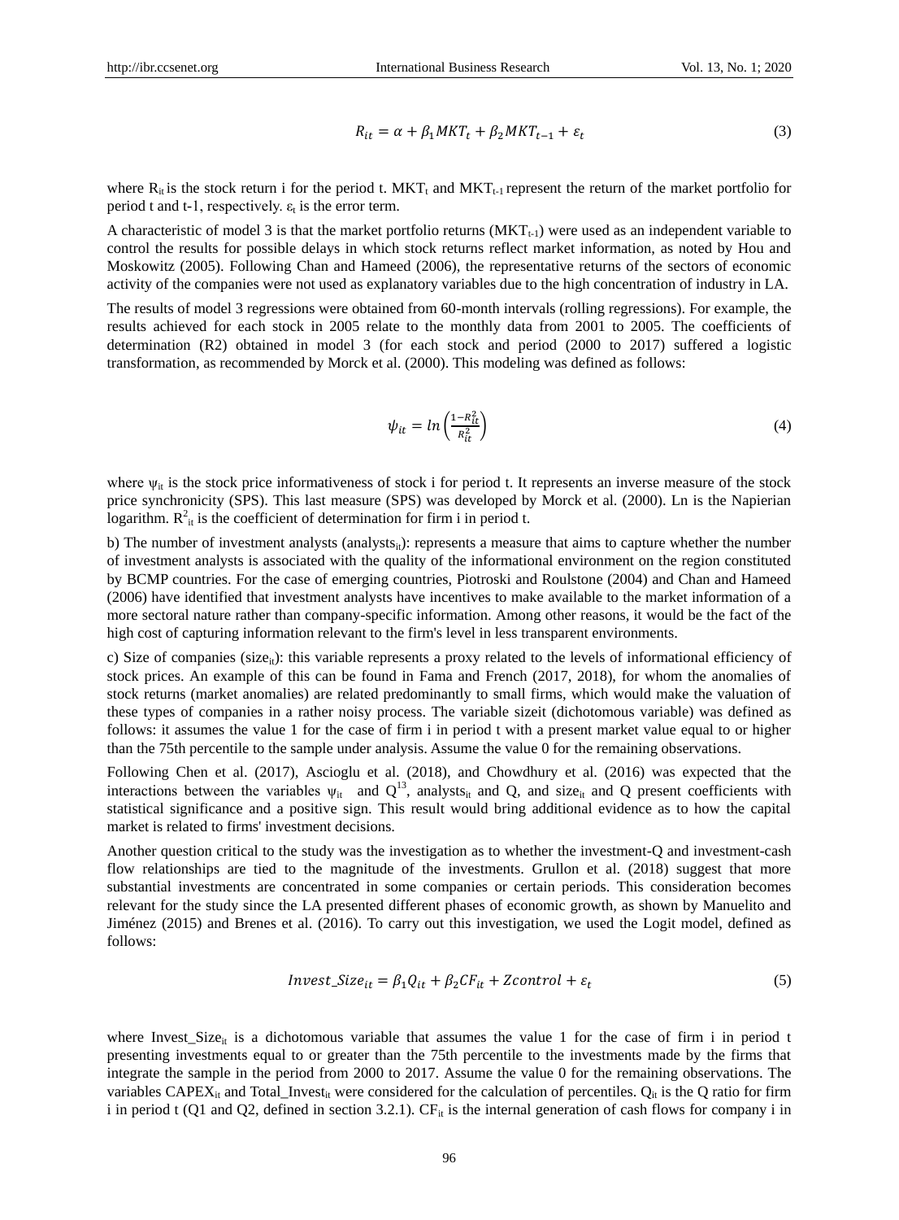$$R_{it} = \alpha + \beta_1 MKT_t + \beta_2 MKT_{t-1} + \varepsilon_t \tag{3}$$

where $R_{it}$ is the stock return i for the period t. $MKT_t$ and $MKT_{t-1}$ represent the return of the market portfolio for period t and t-1, respectively. $\varepsilon_t$ is the error term.

A characteristic of model 3 is that the market portfolio returns ($MKT_{t-1}$) were used as an independent variable to control the results for possible delays in which stock returns reflect market information, as noted by Hou and Moskowitz (2005). Following Chan and Hameed (2006), the representative returns of the sectors of economic activity of the companies were not used as explanatory variables due to the high concentration of industry in LA.

The results of model 3 regressions were obtained from 60-month intervals (rolling regressions). For example, the results achieved for each stock in 2005 relate to the monthly data from 2001 to 2005. The coefficients of determination (R2) obtained in model 3 (for each stock and period (2000 to 2017) suffered a logistic transformation, as recommended by Morck et al. (2000). This modeling was defined as follows:

$$\psi_{it} = \ln\left(\frac{1-R^2_{it}}{R^2_{it}}\right) \tag{4}$$

where $\psi_{it}$ is the stock price informativeness of stock i for period t. It represents an inverse measure of the stock price synchronicity (SPS). This last measure (SPS) was developed by Morck et al. (2000). Ln is the Napierian logarithm. $R^2_{it}$ is the coefficient of determination for firm i in period t.

b) The number of investment analysts ($analysts_{it}$): represents a measure that aims to capture whether the number of investment analysts is associated with the quality of the informational environment on the region constituted by BCMP countries. For the case of emerging countries, Piotroski and Roulstone (2004) and Chan and Hameed (2006) have identified that investment analysts have incentives to make available to the market information of a more sectoral nature rather than company-specific information. Among other reasons, it would be the fact of the high cost of capturing information relevant to the firm's level in less transparent environments.

c) Size of companies ($size_{it}$): this variable represents a proxy related to the levels of informational efficiency of stock prices. An example of this can be found in Fama and French (2017, 2018), for whom the anomalies of stock returns (market anomalies) are related predominantly to small firms, which would make the valuation of these types of companies in a rather noisy process. The variable sizeit (dichotomous variable) was defined as follows: it assumes the value 1 for the case of firm i in period t with a present market value equal to or higher than the 75th percentile to the sample under analysis. Assume the value 0 for the remaining observations.

Following Chen et al. (2017), Ascioglu et al. (2018), and Chowdhury et al. (2016) was expected that the interactions between the variables $\psi_{it}$ and Q[13], $analysts_{it}$ and Q, and $size_{it}$ and Q present coefficients with statistical significance and a positive sign. This result would bring additional evidence as to how the capital market is related to firms' investment decisions.

Another question critical to the study was the investigation as to whether the investment-Q and investment-cash flow relationships are tied to the magnitude of the investments. Grullon et al. (2018) suggest that more substantial investments are concentrated in some companies or certain periods. This consideration becomes relevant for the study since the LA presented different phases of economic growth, as shown by Manuelito and Jiménez (2015) and Brenes et al. (2016). To carry out this investigation, we used the Logit model, defined as follows:

$$Invest\_Size_{it} = \beta_1 Q_{it} + \beta_2 CF_{it} + Zcontrol + \varepsilon_t \tag{5}$$

where $Invest\_Size_{it}$ is a dichotomous variable that assumes the value 1 for the case of firm i in period t presenting investments equal to or greater than the 75th percentile to the investments made by the firms that integrate the sample in the period from 2000 to 2017. Assume the value 0 for the remaining observations. The variables $CAPEX_{it}$ and $Total\_Invest_{it}$ were considered for the calculation of percentiles. $Q_{it}$ is the Q ratio for firm i in period t (Q1 and Q2, defined in section 3.2.1). $CF_{it}$ is the internal generation of cash flows for company i in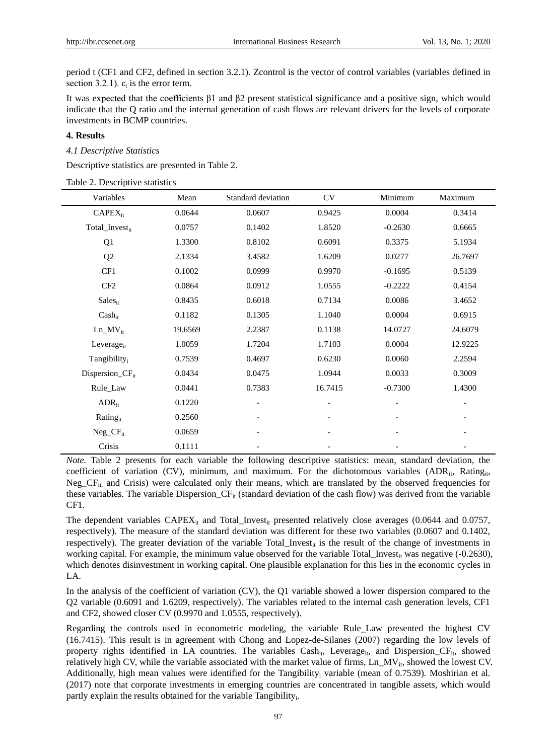period t (CF1 and CF2, defined in section 3.2.1). Zcontrol is the vector of control variables (variables defined in section 3.2.1). $\varepsilon_t$ is the error term.

It was expected that the coefficients β1 and β2 present statistical significance and a positive sign, which would indicate that the Q ratio and the internal generation of cash flows are relevant drivers for the levels of corporate investments in BCMP countries.

## 4. Results

### *4.1 Descriptive Statistics*

Descriptive statistics are presented in Table 2.

Table 2. Descriptive statistics

| Variables | Mean | Standard deviation | CV | Minimum | Maximum |
|---|---|---|---|---|---|
| $CAPEX_{it}$ | 0.0644 | 0.0607 | 0.9425 | 0.0004 | 0.3414 |
| $Total\_Invest_{it}$ | 0.0757 | 0.1402 | 1.8520 | -0.2630 | 0.6665 |
| Q1 | 1.3300 | 0.8102 | 0.6091 | 0.3375 | 5.1934 |
| Q2 | 2.1334 | 3.4582 | 1.6209 | 0.0277 | 26.7697 |
| CF1 | 0.1002 | 0.0999 | 0.9970 | -0.1695 | 0.5139 |
| CF2 | 0.0864 | 0.0912 | 1.0555 | -0.2222 | 0.4154 |
| $Sales_{it}$ | 0.8435 | 0.6018 | 0.7134 | 0.0086 | 3.4652 |
| $Cash_{it}$ | 0.1182 | 0.1305 | 1.1040 | 0.0004 | 0.6915 |
| $Ln\_MV_{it}$ | 19.6569 | 2.2387 | 0.1138 | 14.0727 | 24.6079 |
| $Leverage_{it}$ | 1.0059 | 1.7204 | 1.7103 | 0.0004 | 12.9225 |
| $Tangibility_{i}$ | 0.7539 | 0.4697 | 0.6230 | 0.0060 | 2.2594 |
| $Dispersion\_CF_{it}$ | 0.0434 | 0.0475 | 1.0944 | 0.0033 | 0.3009 |
| Rule_Law | 0.0441 | 0.7383 | 16.7415 | -0.7300 | 1.4300 |
| $ADR_{it}$ | 0.1220 | - | - | - | - |
| $Rating_{it}$ | 0.2560 | - | - | - | - |
| $Neg\_CF_{it}$ | 0.0659 | - | - | - | - |
| Crisis | 0.1111 | - | - | - | - |

*Note.* Table 2 presents for each variable the following descriptive statistics: mean, standard deviation, the coefficient of variation (CV), minimum, and maximum. For the dichotomous variables ($ADR_{it}$, $Rating_{it}$, $Neg\_CF_{it}$, and Crisis) were calculated only their means, which are translated by the observed frequencies for these variables. The variable $Dispersion\_CF_{it}$ (standard deviation of the cash flow) was derived from the variable CF1.

The dependent variables $CAPEX_{it}$ and $Total\_Invest_{it}$ presented relatively close averages (0.0644 and 0.0757, respectively). The measure of the standard deviation was different for these two variables (0.0607 and 0.1402, respectively). The greater deviation of the variable $Total\_Invest_{it}$ is the result of the change of investments in working capital. For example, the minimum value observed for the variable $Total\_Invest_{it}$ was negative (-0.2630), which denotes disinvestment in working capital. One plausible explanation for this lies in the economic cycles in LA.

In the analysis of the coefficient of variation (CV), the Q1 variable showed a lower dispersion compared to the Q2 variable (0.6091 and 1.6209, respectively). The variables related to the internal cash generation levels, CF1 and CF2, showed closer CV (0.9970 and 1.0555, respectively).

Regarding the controls used in econometric modeling, the variable Rule_Law presented the highest CV (16.7415). This result is in agreement with Chong and Lopez-de-Silanes (2007) regarding the low levels of property rights identified in LA countries. The variables $Cash_{it}$, $Leverage_{it}$, and $Dispersion\_CF_{it}$, showed relatively high CV, while the variable associated with the market value of firms, $Ln\_MV_{it}$, showed the lowest CV. Additionally, high mean values were identified for the $Tangibility_{i}$ variable (mean of 0.7539). Moshirian et al. (2017) note that corporate investments in emerging countries are concentrated in tangible assets, which would partly explain the results obtained for the variable $Tangibility_{i}$.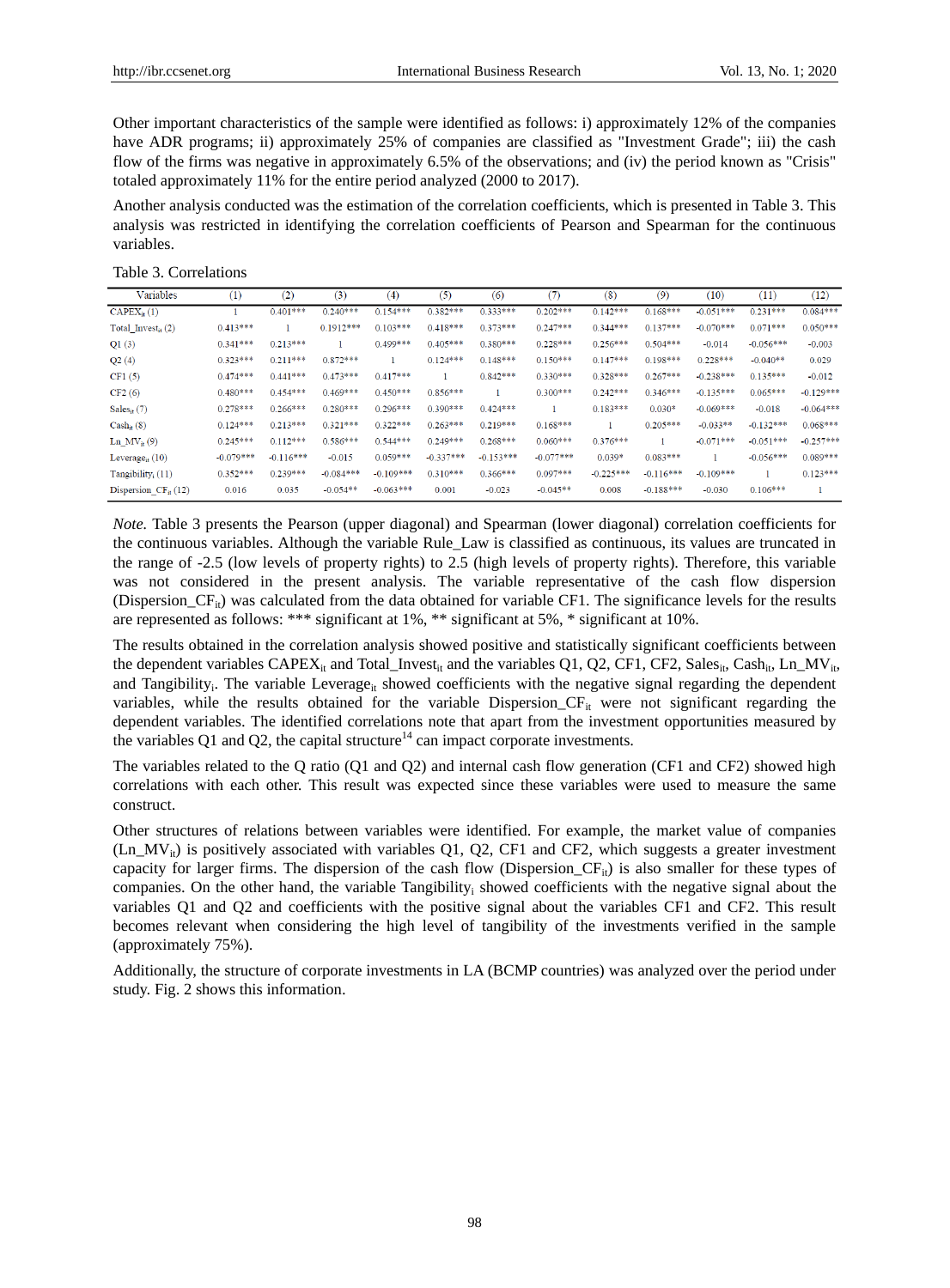Other important characteristics of the sample were identified as follows: i) approximately 12% of the companies have ADR programs; ii) approximately 25% of companies are classified as "Investment Grade"; iii) the cash flow of the firms was negative in approximately 6.5% of the observations; and (iv) the period known as "Crisis" totaled approximately 11% for the entire period analyzed (2000 to 2017).

Another analysis conducted was the estimation of the correlation coefficients, which is presented in Table 3. This analysis was restricted in identifying the correlation coefficients of Pearson and Spearman for the continuous variables.

Table 3. Correlations

| Variables | (1) | (2) | (3) | (4) | (5) | (6) | (7) | (8) | (9) | (10) | (11) | (12) |
|---|---|---|---|---|---|---|---|---|---|---|---|---|
| $CAPEX_{it}$ (1) | 1 | 0.401*** | 0.240*** | 0.154*** | 0.382*** | 0.333*** | 0.202*** | 0.142*** | 0.168*** | -0.051*** | 0.231*** | 0.084*** |
| $Total\_Invest_{it}$ (2) | 0.413*** | 1 | 0.1912*** | 0.103*** | 0.418*** | 0.373*** | 0.247*** | 0.344*** | 0.137*** | -0.070*** | 0.071*** | 0.050*** |
| Q1 (3) | 0.341*** | 0.213*** | 1 | 0.499*** | 0.405*** | 0.380*** | 0.228*** | 0.256*** | 0.504*** | -0.014 | -0.056*** | -0.003 |
| Q2 (4) | 0.323*** | 0.211*** | 0.872*** | 1 | 0.124*** | 0.148*** | 0.150*** | 0.147*** | 0.198*** | 0.228*** | -0.040** | 0.029 |
| CF1 (5) | 0.474*** | 0.441*** | 0.473*** | 0.417*** | 1 | 0.842*** | 0.330*** | 0.328*** | 0.267*** | -0.238*** | 0.135*** | -0.012 |
| CF2 (6) | 0.480*** | 0.454*** | 0.469*** | 0.450*** | 0.856*** | 1 | 0.300*** | 0.242*** | 0.346*** | -0.135*** | 0.065*** | -0.129*** |
| $Sales_{it}$ (7) | 0.278*** | 0.266*** | 0.280*** | 0.296*** | 0.390*** | 0.424*** | 1 | 0.183*** | 0.030* | -0.069*** | -0.018 | -0.064*** |
| $Cash_{it}$ (8) | 0.124*** | 0.213*** | 0.321*** | 0.322*** | 0.263*** | 0.219*** | 0.168*** | 1 | 0.205*** | -0.033** | -0.132*** | 0.068*** |
| $Ln\_MV_{it}$ (9) | 0.245*** | 0.112*** | 0.586*** | 0.544*** | 0.249*** | 0.268*** | 0.060*** | 0.376*** | 1 | -0.071*** | -0.051*** | -0.257*** |
| $Leverage_{it}$ (10) | -0.079*** | -0.116*** | -0.015 | 0.059*** | -0.337*** | -0.153*** | -0.077*** | 0.039* | 0.083*** | 1 | -0.056*** | 0.089*** |
| $Tangibility_{i}$ (11) | 0.352*** | 0.239*** | -0.084*** | -0.109*** | 0.310*** | 0.366*** | 0.097*** | -0.225*** | -0.116*** | -0.109*** | 1 | 0.123*** |
| $Dispersion\_CF_{it}$ (12) | 0.016 | 0.035 | -0.054** | -0.063*** | 0.001 | -0.023 | -0.045** | 0.008 | -0.188*** | -0.030 | 0.106*** | 1 |

*Note.* Table 3 presents the Pearson (upper diagonal) and Spearman (lower diagonal) correlation coefficients for the continuous variables. Although the variable Rule_Law is classified as continuous, its values are truncated in the range of -2.5 (low levels of property rights) to 2.5 (high levels of property rights). Therefore, this variable was not considered in the present analysis. The variable representative of the cash flow dispersion ($Dispersion\_CF_{it}$) was calculated from the data obtained for variable CF1. The significance levels for the results are represented as follows: *** significant at 1%, ** significant at 5%, * significant at 10%.

The results obtained in the correlation analysis showed positive and statistically significant coefficients between the dependent variables $CAPEX_{it}$ and $Total\_Invest_{it}$ and the variables Q1, Q2, CF1, CF2, $Sales_{it}$, $Cash_{it}$, $Ln\_MV_{it}$, and $Tangibility_{i}$. The variable $Leverage_{it}$ showed coefficients with the negative signal regarding the dependent variables, while the results obtained for the variable $Dispersion\_CF_{it}$ were not significant regarding the dependent variables. The identified correlations note that apart from the investment opportunities measured by the variables Q1 and Q2, the capital structure[14] can impact corporate investments.

The variables related to the Q ratio (Q1 and Q2) and internal cash flow generation (CF1 and CF2) showed high correlations with each other. This result was expected since these variables were used to measure the same construct.

Other structures of relations between variables were identified. For example, the market value of companies ($Ln\_MV_{it}$) is positively associated with variables Q1, Q2, CF1 and CF2, which suggests a greater investment capacity for larger firms. The dispersion of the cash flow ($Dispersion\_CF_{it}$) is also smaller for these types of companies. On the other hand, the variable $Tangibility_{i}$ showed coefficients with the negative signal about the variables Q1 and Q2 and coefficients with the positive signal about the variables CF1 and CF2. This result becomes relevant when considering the high level of tangibility of the investments verified in the sample (approximately 75%).

Additionally, the structure of corporate investments in LA (BCMP countries) was analyzed over the period under study. Fig. 2 shows this information.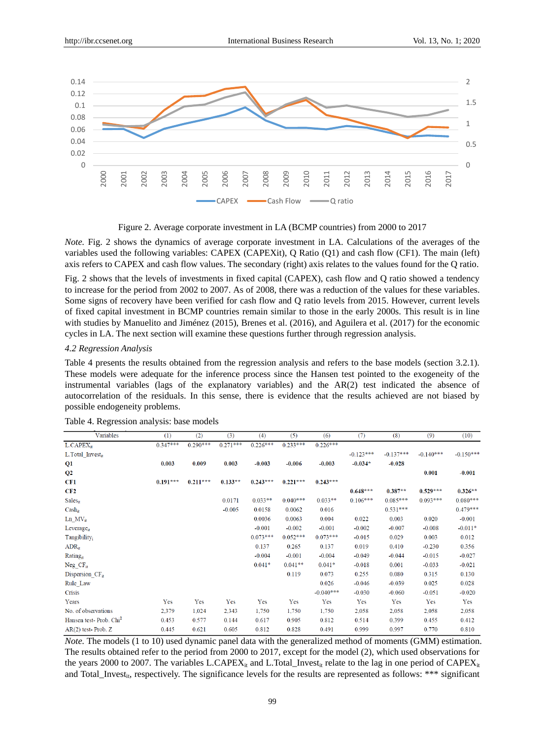Figure 2. Average corporate investment in LA (BCMP countries) from 2000 to 2017

*Note.* Fig. 2 shows the dynamics of average corporate investment in LA. Calculations of the averages of the variables used the following variables: CAPEX (CAPEXit), Q Ratio (Q1) and cash flow (CF1). The main (left) axis refers to CAPEX and cash flow values. The secondary (right) axis relates to the values found for the Q ratio.

Fig. 2 shows that the levels of investments in fixed capital (CAPEX), cash flow and Q ratio showed a tendency to increase for the period from 2002 to 2007. As of 2008, there was a reduction of the values for these variables. Some signs of recovery have been verified for cash flow and Q ratio levels from 2015. However, current levels of fixed capital investment in BCMP countries remain similar to those in the early 2000s. This result is in line with studies by Manuelito and Jiménez (2015), Brenes et al. (2016), and Aguilera et al. (2017) for the economic cycles in LA. The next section will examine these questions further through regression analysis.

### *4.2 Regression Analysis*

Table 4 presents the results obtained from the regression analysis and refers to the base models (section 3.2.1). These models were adequate for the inference process since the Hansen test pointed to the exogeneity of the instrumental variables (lags of the explanatory variables) and the AR(2) test indicated the absence of autocorrelation of the residuals. In this sense, there is evidence that the results achieved are not biased by possible endogeneity problems.

Table 4. Regression analysis: base models

| Variables | (1) | (2) | (3) | (4) | (5) | (6) | (7) | (8) | (9) | (10) |
|---|---|---|---|---|---|---|---|---|---|---|
| $L.CAPEX_{it}$ | 0.347*** | 0.290*** | 0.271*** | 0.226*** | 0.233*** | 0.226*** | | | | |
| $L.Total\_Invest_{it}$ | | | | | | | -0.123*** | -0.137*** | -0.140*** | -0.150*** |
| **Q1** | **0.003** | **0.009** | **0.003** | **-0.003** | **-0.006** | **-0.003** | **-0.034*** | **-0.028** | | |
| **Q2** | | | | | | | | | **0.001** | **-0.001** |
| **CF1** | **0.191*** ** | **0.211*** ** | **0.133** ** | **0.243*** ** | **0.221*** ** | **0.243*** ** | | | | |
| **CF2** | | | | | | | **0.648*** ** | **0.387** ** | **0.529*** ** | **0.326** ** |
| $Sales_{it}$ | | | 0.0171 | 0.033** | 0.040*** | 0.033** | 0.106*** | 0.085*** | 0.093*** | 0.080*** |
| $Cash_{it}$ | | | -0.005 | 0.0158 | 0.0062 | 0.016 | | 0.531*** | | 0.479*** |
| $Ln\_MV_{it}$ | | | | 0.0036 | 0.0063 | 0.004 | 0.022 | 0.003 | 0.020 | -0.001 |
| $Leverage_{it}$ | | | | -0.001 | -0.002 | -0.001 | -0.002 | -0.007 | -0.008 | -0.011* |
| $Tangibility_{i}$ | | | | 0.073*** | 0.052*** | 0.073*** | -0.015 | 0.029 | 0.003 | 0.012 |
| $ADR_{it}$ | | | | 0.137 | 0.265 | 0.137 | 0.019 | 0.410 | -0.230 | 0.356 |
| $Rating_{it}$ | | | | -0.004 | -0.001 | -0.004 | -0.049 | -0.044 | -0.015 | -0.027 |
| $Neg\_CF_{it}$ | | | | 0.041* | 0.041** | 0.041* | -0.018 | 0.001 | -0.033 | -0.021 |
| $Dispersion\_CF_{it}$ | | | | | 0.119 | 0.073 | 0.255 | 0.080 | 0.315 | 0.130 |
| Rule_Law | | | | | | 0.026 | -0.046 | -0.039 | 0.025 | 0.028 |
| Crisis | | | | | | -0.040*** | -0.030 | -0.060 | -0.051 | -0.020 |
| Years | Yes | Yes | Yes | Yes | Yes | Yes | Yes | Yes | Yes | Yes |
| No. of observations | 2,379 | 1,024 | 2,343 | 1,750 | 1,750 | 1,750 | 2,058 | 2,058 | 2,058 | 2,058 |
| Hansen test- Prob. $Chi^2$ | 0.453 | 0.577 | 0.144 | 0.617 | 0.905 | 0.812 | 0.514 | 0.399 | 0.455 | 0.412 |
| AR(2) test- Prob. Z | 0.445 | 0.621 | 0.605 | 0.812 | 0.828 | 0.491 | 0.999 | 0.997 | 0.770 | 0.810 |

*Note.* The models (1 to 10) used dynamic panel data with the generalized method of moments (GMM) estimation. The results obtained refer to the period from 2000 to 2017, except for the model (2), which used observations for the years 2000 to 2007. The variables $L.CAPEX_{it}$ and $L.Total\_Invest_{it}$ relate to the lag in one period of $CAPEX_{it}$ and $Total\_Invest_{it}$, respectively. The significance levels for the results are represented as follows: *** significant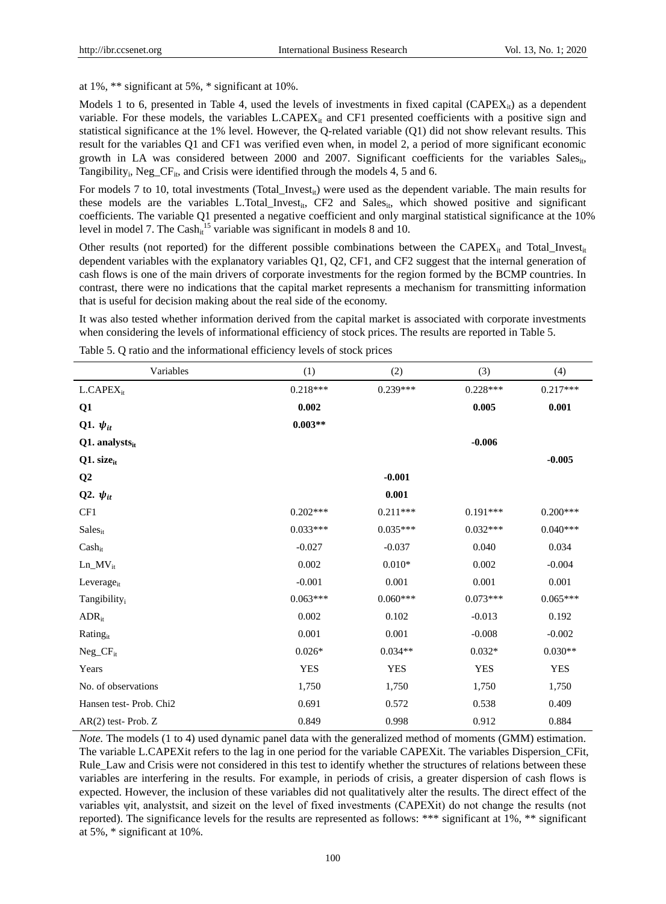at 1%, ** significant at 5%, * significant at 10%.

Models 1 to 6, presented in Table 4, used the levels of investments in fixed capital ($CAPEX_{it}$) as a dependent variable. For these models, the variables $L.CAPEX_{it}$ and CF1 presented coefficients with a positive sign and statistical significance at the 1% level. However, the Q-related variable (Q1) did not show relevant results. This result for the variables Q1 and CF1 was verified even when, in model 2, a period of more significant economic growth in LA was considered between 2000 and 2007. Significant coefficients for the variables $Sales_{it}$, $Tangibility_i$, $Neg\_CF_{it}$, and Crisis were identified through the models 4, 5 and 6.

For models 7 to 10, total investments ($Total\_Invest_{it}$) were used as the dependent variable. The main results for these models are the variables $L.Total\_Invest_{it}$, CF2 and $Sales_{it}$, which showed positive and significant coefficients. The variable Q1 presented a negative coefficient and only marginal statistical significance at the 10% level in model 7. The $Cash_{it}$[15] variable was significant in models 8 and 10.

Other results (not reported) for the different possible combinations between the $CAPEX_{it}$ and $Total\_Invest_{it}$ dependent variables with the explanatory variables Q1, Q2, CF1, and CF2 suggest that the internal generation of cash flows is one of the main drivers of corporate investments for the region formed by the BCMP countries. In contrast, there were no indications that the capital market represents a mechanism for transmitting information that is useful for decision making about the real side of the economy.

It was also tested whether information derived from the capital market is associated with corporate investments when considering the levels of informational efficiency of stock prices. The results are reported in Table 5.

Table 5. Q ratio and the informational efficiency levels of stock prices

| Variables | (1) | (2) | (3) | (4) |
|---|---|---|---|---|
| $L.CAPEX_{it}$ | 0.218*** | 0.239*** | 0.228*** | 0.217*** |
| **Q1** | **0.002** | | **0.005** | **0.001** |
| **Q1.** $\psi_{it}$ | **0.003**** | | | |
| **Q1. analysts$_{it}$** | | | **-0.006** | |
| **Q1. size$_{it}$** | | | | **-0.005** |
| **Q2** | | **-0.001** | | |
| **Q2.** $\psi_{it}$ | | **0.001** | | |
| CF1 | 0.202*** | 0.211*** | 0.191*** | 0.200*** |
| $Sales_{it}$ | 0.033*** | 0.035*** | 0.032*** | 0.040*** |
| $Cash_{it}$ | -0.027 | -0.037 | 0.040 | 0.034 |
| $Ln\_MV_{it}$ | 0.002 | 0.010* | 0.002 | -0.004 |
| $Leverage_{it}$ | -0.001 | 0.001 | 0.001 | 0.001 |
| $Tangibility_i$ | 0.063*** | 0.060*** | 0.073*** | 0.065*** |
| $ADR_{it}$ | 0.002 | 0.102 | -0.013 | 0.192 |
| $Rating_{it}$ | 0.001 | 0.001 | -0.008 | -0.002 |
| $Neg\_CF_{it}$ | 0.026* | 0.034** | 0.032* | 0.030** |
| Years | YES | YES | YES | YES |
| No. of observations | 1,750 | 1,750 | 1,750 | 1,750 |
| Hansen test- Prob. Chi2 | 0.691 | 0.572 | 0.538 | 0.409 |
| AR(2) test- Prob. Z | 0.849 | 0.998 | 0.912 | 0.884 |

*Note.* The models (1 to 4) used dynamic panel data with the generalized method of moments (GMM) estimation. The variable L.CAPEXit refers to the lag in one period for the variable CAPEXit. The variables Dispersion_CFit, Rule_Law and Crisis were not considered in this test to identify whether the structures of relations between these variables are interfering in the results. For example, in periods of crisis, a greater dispersion of cash flows is expected. However, the inclusion of these variables did not qualitatively alter the results. The direct effect of the variables ψit, analystsit, and sizeit on the level of fixed investments (CAPEXit) do not change the results (not reported). The significance levels for the results are represented as follows: *** significant at 1%, ** significant at 5%, * significant at 10%.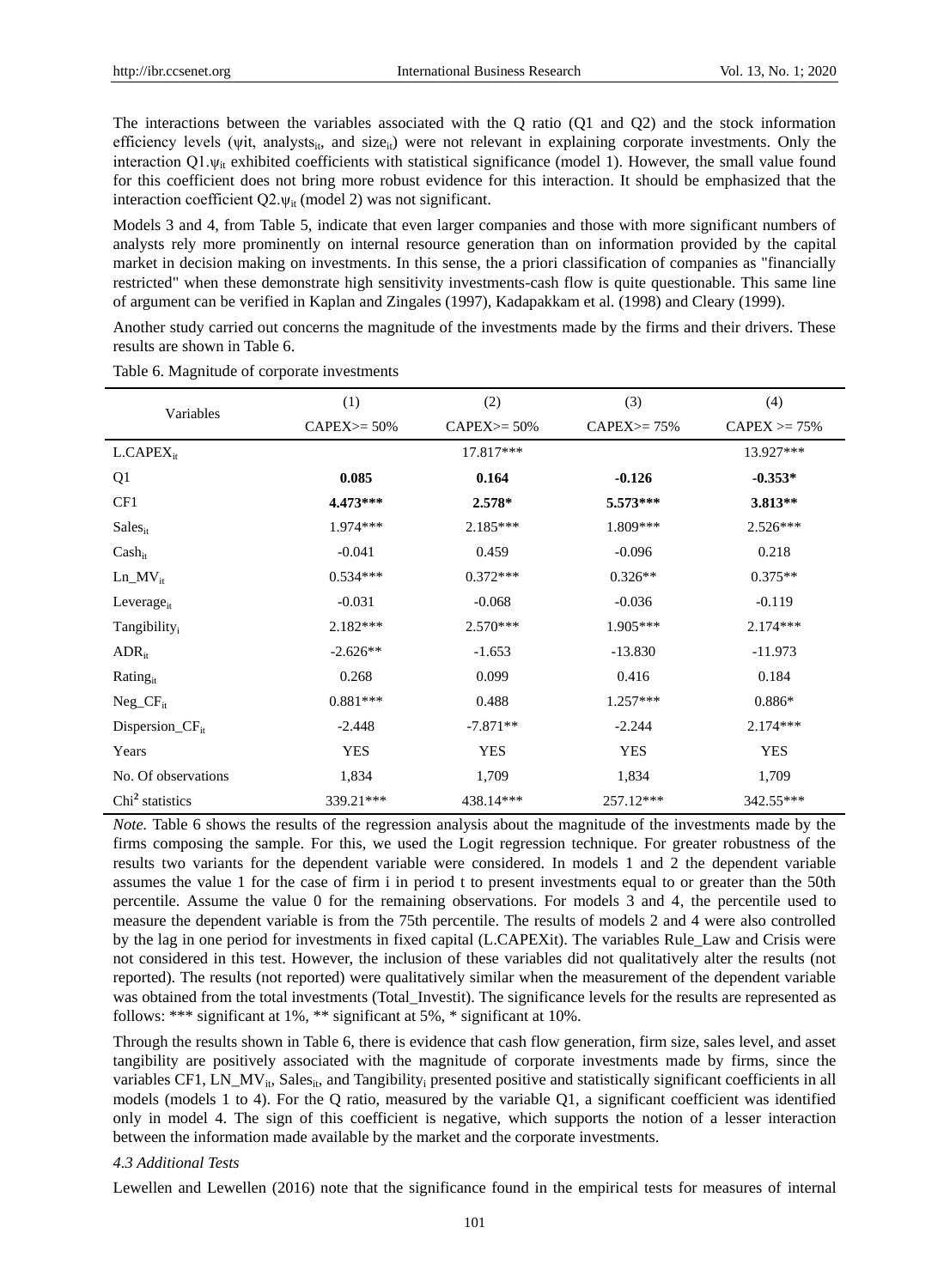The interactions between the variables associated with the Q ratio (Q1 and Q2) and the stock information efficiency levels ($\psi$it, analysts$_{it}$, and size$_{it}$) were not relevant in explaining corporate investments. Only the interaction Q1.$\psi_{it}$ exhibited coefficients with statistical significance (model 1). However, the small value found for this coefficient does not bring more robust evidence for this interaction. It should be emphasized that the interaction coefficient Q2.$\psi_{it}$ (model 2) was not significant.

Models 3 and 4, from Table 5, indicate that even larger companies and those with more significant numbers of analysts rely more prominently on internal resource generation than on information provided by the capital market in decision making on investments. In this sense, the a priori classification of companies as "financially restricted" when these demonstrate high sensitivity investments-cash flow is quite questionable. This same line of argument can be verified in Kaplan and Zingales (1997), Kadapakkam et al. (1998) and Cleary (1999).

Another study carried out concerns the magnitude of the investments made by the firms and their drivers. These results are shown in Table 6.

Table 6. Magnitude of corporate investments

| Variables | (1) CAPEX>= 50% | (2) CAPEX>= 50% | (3) CAPEX>= 75% | (4) CAPEX >= 75% |
|---|---|---|---|---|
| L.CAPEX$_{it}$ | | 17.817*** | | 13.927*** |
| Q1 | **0.085** | **0.164** | **-0.126** | **-0.353*** |
| CF1 | **4.473***** | **2.578*** | **5.573***** | **3.813**** |
| Sales$_{it}$ | 1.974*** | 2.185*** | 1.809*** | 2.526*** |
| Cash$_{it}$ | -0.041 | 0.459 | -0.096 | 0.218 |
| Ln_MV$_{it}$ | 0.534*** | 0.372*** | 0.326** | 0.375** |
| Leverage$_{it}$ | -0.031 | -0.068 | -0.036 | -0.119 |
| Tangibility$_i$ | 2.182*** | 2.570*** | 1.905*** | 2.174*** |
| ADR$_{it}$ | -2.626** | -1.653 | -13.830 | -11.973 |
| Rating$_{it}$ | 0.268 | 0.099 | 0.416 | 0.184 |
| Neg_CF$_{it}$ | 0.881*** | 0.488 | 1.257*** | 0.886* |
| Dispersion_CF$_{it}$ | -2.448 | -7.871** | -2.244 | 2.174*** |
| Years | YES | YES | YES | YES |
| No. Of observations | 1,834 | 1,709 | 1,834 | 1,709 |
| Chi$^2$ statistics | 339.21*** | 438.14*** | 257.12*** | 342.55*** |

*Note.* Table 6 shows the results of the regression analysis about the magnitude of the investments made by the firms composing the sample. For this, we used the Logit regression technique. For greater robustness of the results two variants for the dependent variable were considered. In models 1 and 2 the dependent variable assumes the value 1 for the case of firm i in period t to present investments equal to or greater than the 50th percentile. Assume the value 0 for the remaining observations. For models 3 and 4, the percentile used to measure the dependent variable is from the 75th percentile. The results of models 2 and 4 were also controlled by the lag in one period for investments in fixed capital (L.CAPEXit). The variables Rule_Law and Crisis were not considered in this test. However, the inclusion of these variables did not qualitatively alter the results (not reported). The results (not reported) were qualitatively similar when the measurement of the dependent variable was obtained from the total investments (Total_Investit). The significance levels for the results are represented as follows: *** significant at 1%, ** significant at 5%, * significant at 10%.

Through the results shown in Table 6, there is evidence that cash flow generation, firm size, sales level, and asset tangibility are positively associated with the magnitude of corporate investments made by firms, since the variables CF1, LN_MV$_{it}$, Sales$_{it}$, and Tangibility$_i$ presented positive and statistically significant coefficients in all models (models 1 to 4). For the Q ratio, measured by the variable Q1, a significant coefficient was identified only in model 4. The sign of this coefficient is negative, which supports the notion of a lesser interaction between the information made available by the market and the corporate investments.

### *4.3 Additional Tests*

Lewellen and Lewellen (2016) note that the significance found in the empirical tests for measures of internal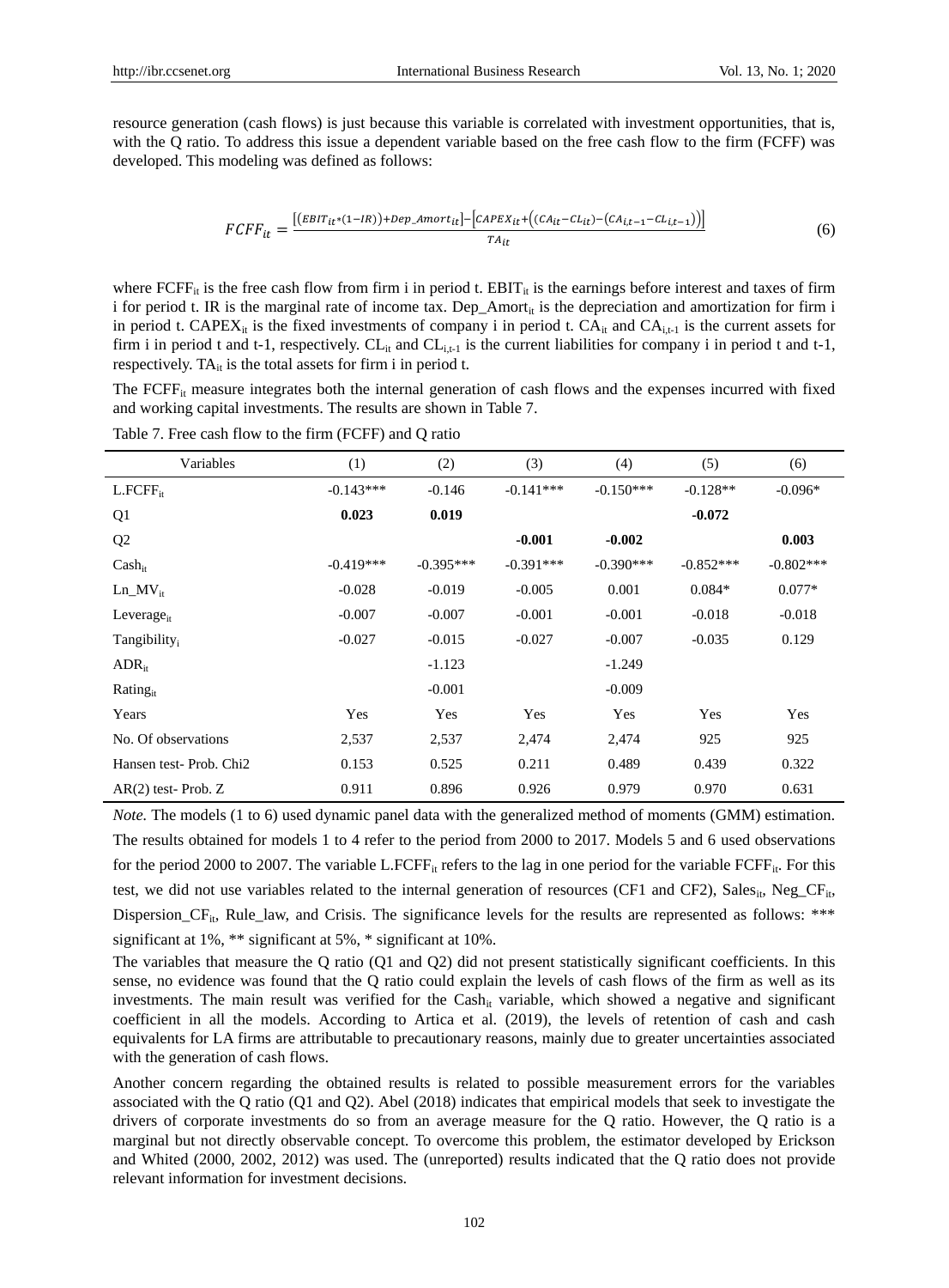resource generation (cash flows) is just because this variable is correlated with investment opportunities, that is, with the Q ratio. To address this issue a dependent variable based on the free cash flow to the firm (FCFF) was developed. This modeling was defined as follows:

$$FCFF_{it} = \frac{\left[\left(EBIT_{it} * (1 - IR)\right) + Dep\_Amort_{it}\right] - \left[CAPEX_{it} + \left(\left(CA_{it} - CL_{it}\right) - \left(CA_{i,t-1} - CL_{i,t-1}\right)\right)\right]}{TA_{it}} \tag{6}$$

where $FCFF_{it}$ is the free cash flow from firm i in period t. $EBIT_{it}$ is the earnings before interest and taxes of firm i for period t. IR is the marginal rate of income tax. $Dep\_Amort_{it}$ is the depreciation and amortization for firm i in period t. $CAPEX_{it}$ is the fixed investments of company i in period t. $CA_{it}$ and $CA_{i,t-1}$ is the current assets for firm i in period t and t-1, respectively. $CL_{it}$ and $CL_{i,t-1}$ is the current liabilities for company i in period t and t-1, respectively. $TA_{it}$ is the total assets for firm i in period t.

The $FCFF_{it}$ measure integrates both the internal generation of cash flows and the expenses incurred with fixed and working capital investments. The results are shown in Table 7.

Table 7. Free cash flow to the firm (FCFF) and Q ratio

| Variables | (1) | (2) | (3) | (4) | (5) | (6) |
|---|---|---|---|---|---|---|
| $L.FCFF_{it}$ | -0.143*** | -0.146 | -0.141*** | -0.150*** | -0.128** | -0.096* |
| Q1 | **0.023** | **0.019** | | | **-0.072** | |
| Q2 | | | **-0.001** | **-0.002** | | **0.003** |
| $Cash_{it}$ | -0.419*** | -0.395*** | -0.391*** | -0.390*** | -0.852*** | -0.802*** |
| $Ln\_MV_{it}$ | -0.028 | -0.019 | -0.005 | 0.001 | 0.084* | 0.077* |
| $Leverage_{it}$ | -0.007 | -0.007 | -0.001 | -0.001 | -0.018 | -0.018 |
| $Tangibility_{i}$ | -0.027 | -0.015 | -0.027 | -0.007 | -0.035 | 0.129 |
| $ADR_{it}$ | | -1.123 | | -1.249 | | |
| $Rating_{it}$ | | -0.001 | | -0.009 | | |
| Years | Yes | Yes | Yes | Yes | Yes | Yes |
| No. Of observations | 2,537 | 2,537 | 2,474 | 2,474 | 925 | 925 |
| Hansen test- Prob. Chi2 | 0.153 | 0.525 | 0.211 | 0.489 | 0.439 | 0.322 |
| AR(2) test- Prob. Z | 0.911 | 0.896 | 0.926 | 0.979 | 0.970 | 0.631 |

*Note.* The models (1 to 6) used dynamic panel data with the generalized method of moments (GMM) estimation. The results obtained for models 1 to 4 refer to the period from 2000 to 2017. Models 5 and 6 used observations for the period 2000 to 2007. The variable $L.FCFF_{it}$ refers to the lag in one period for the variable $FCFF_{it}$. For this test, we did not use variables related to the internal generation of resources (CF1 and CF2), $Sales_{it}$, $Neg\_CF_{it}$, $Dispersion\_CF_{it}$, Rule_law, and Crisis. The significance levels for the results are represented as follows: *** significant at 1%, ** significant at 5%, * significant at 10%.

The variables that measure the Q ratio (Q1 and Q2) did not present statistically significant coefficients. In this sense, no evidence was found that the Q ratio could explain the levels of cash flows of the firm as well as its investments. The main result was verified for the $Cash_{it}$ variable, which showed a negative and significant coefficient in all the models. According to Artica et al. (2019), the levels of retention of cash and cash equivalents for LA firms are attributable to precautionary reasons, mainly due to greater uncertainties associated with the generation of cash flows.

Another concern regarding the obtained results is related to possible measurement errors for the variables associated with the Q ratio (Q1 and Q2). Abel (2018) indicates that empirical models that seek to investigate the drivers of corporate investments do so from an average measure for the Q ratio. However, the Q ratio is a marginal but not directly observable concept. To overcome this problem, the estimator developed by Erickson and Whited (2000, 2002, 2012) was used. The (unreported) results indicated that the Q ratio does not provide relevant information for investment decisions.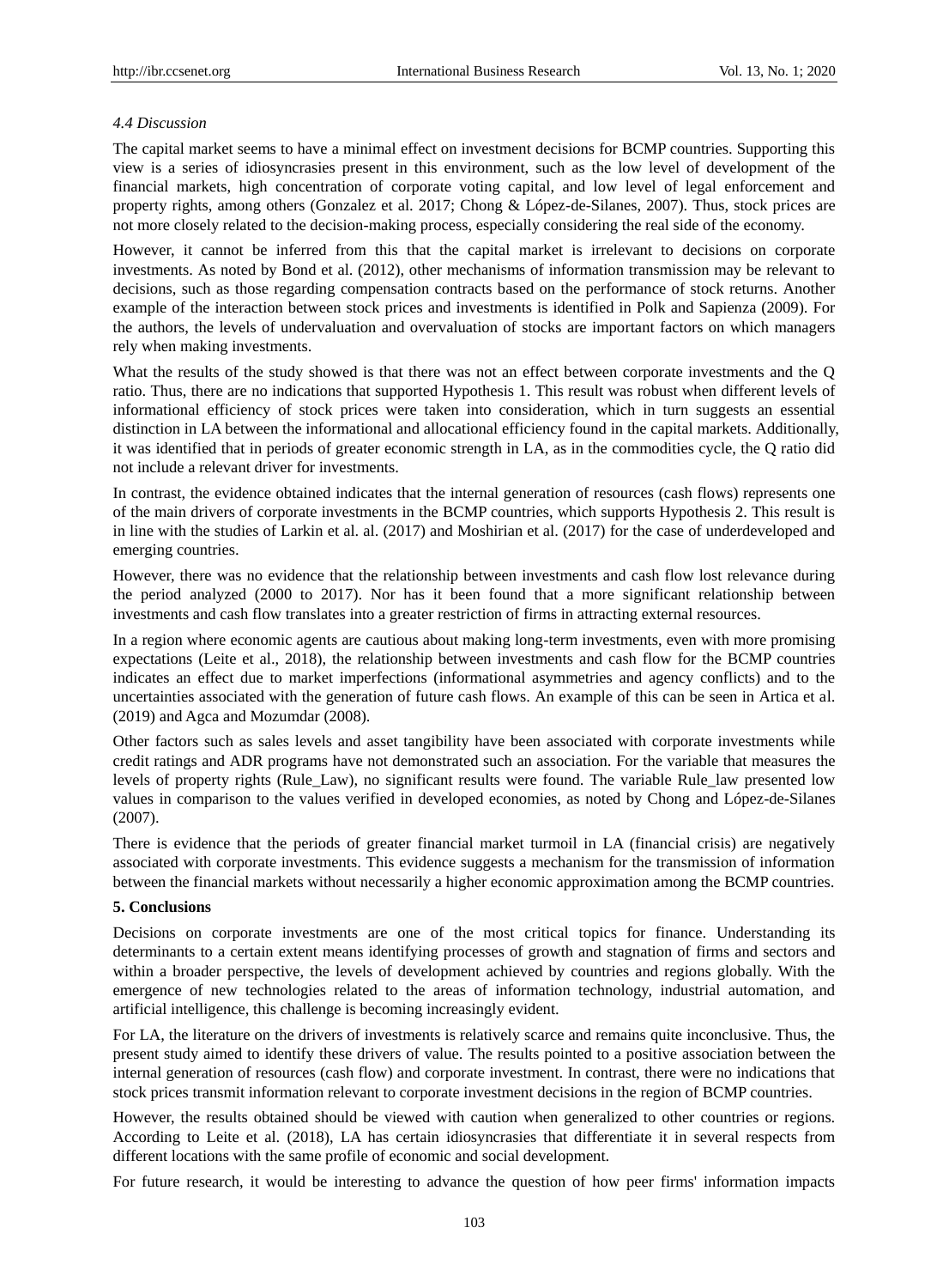### *4.4 Discussion*

The capital market seems to have a minimal effect on investment decisions for BCMP countries. Supporting this view is a series of idiosyncrasies present in this environment, such as the low level of development of the financial markets, high concentration of corporate voting capital, and low level of legal enforcement and property rights, among others (Gonzalez et al. 2017; Chong & López-de-Silanes, 2007). Thus, stock prices are not more closely related to the decision-making process, especially considering the real side of the economy.

However, it cannot be inferred from this that the capital market is irrelevant to decisions on corporate investments. As noted by Bond et al. (2012), other mechanisms of information transmission may be relevant to decisions, such as those regarding compensation contracts based on the performance of stock returns. Another example of the interaction between stock prices and investments is identified in Polk and Sapienza (2009). For the authors, the levels of undervaluation and overvaluation of stocks are important factors on which managers rely when making investments.

What the results of the study showed is that there was not an effect between corporate investments and the Q ratio. Thus, there are no indications that supported Hypothesis 1. This result was robust when different levels of informational efficiency of stock prices were taken into consideration, which in turn suggests an essential distinction in LA between the informational and allocational efficiency found in the capital markets. Additionally, it was identified that in periods of greater economic strength in LA, as in the commodities cycle, the Q ratio did not include a relevant driver for investments.

In contrast, the evidence obtained indicates that the internal generation of resources (cash flows) represents one of the main drivers of corporate investments in the BCMP countries, which supports Hypothesis 2. This result is in line with the studies of Larkin et al. al. (2017) and Moshirian et al. (2017) for the case of underdeveloped and emerging countries.

However, there was no evidence that the relationship between investments and cash flow lost relevance during the period analyzed (2000 to 2017). Nor has it been found that a more significant relationship between investments and cash flow translates into a greater restriction of firms in attracting external resources.

In a region where economic agents are cautious about making long-term investments, even with more promising expectations (Leite et al., 2018), the relationship between investments and cash flow for the BCMP countries indicates an effect due to market imperfections (informational asymmetries and agency conflicts) and to the uncertainties associated with the generation of future cash flows. An example of this can be seen in Artica et al. (2019) and Agca and Mozumdar (2008).

Other factors such as sales levels and asset tangibility have been associated with corporate investments while credit ratings and ADR programs have not demonstrated such an association. For the variable that measures the levels of property rights (Rule_Law), no significant results were found. The variable Rule_law presented low values in comparison to the values verified in developed economies, as noted by Chong and López-de-Silanes (2007).

There is evidence that the periods of greater financial market turmoil in LA (financial crisis) are negatively associated with corporate investments. This evidence suggests a mechanism for the transmission of information between the financial markets without necessarily a higher economic approximation among the BCMP countries.

## 5. Conclusions

Decisions on corporate investments are one of the most critical topics for finance. Understanding its determinants to a certain extent means identifying processes of growth and stagnation of firms and sectors and within a broader perspective, the levels of development achieved by countries and regions globally. With the emergence of new technologies related to the areas of information technology, industrial automation, and artificial intelligence, this challenge is becoming increasingly evident.

For LA, the literature on the drivers of investments is relatively scarce and remains quite inconclusive. Thus, the present study aimed to identify these drivers of value. The results pointed to a positive association between the internal generation of resources (cash flow) and corporate investment. In contrast, there were no indications that stock prices transmit information relevant to corporate investment decisions in the region of BCMP countries.

However, the results obtained should be viewed with caution when generalized to other countries or regions. According to Leite et al. (2018), LA has certain idiosyncrasies that differentiate it in several respects from different locations with the same profile of economic and social development.

For future research, it would be interesting to advance the question of how peer firms' information impacts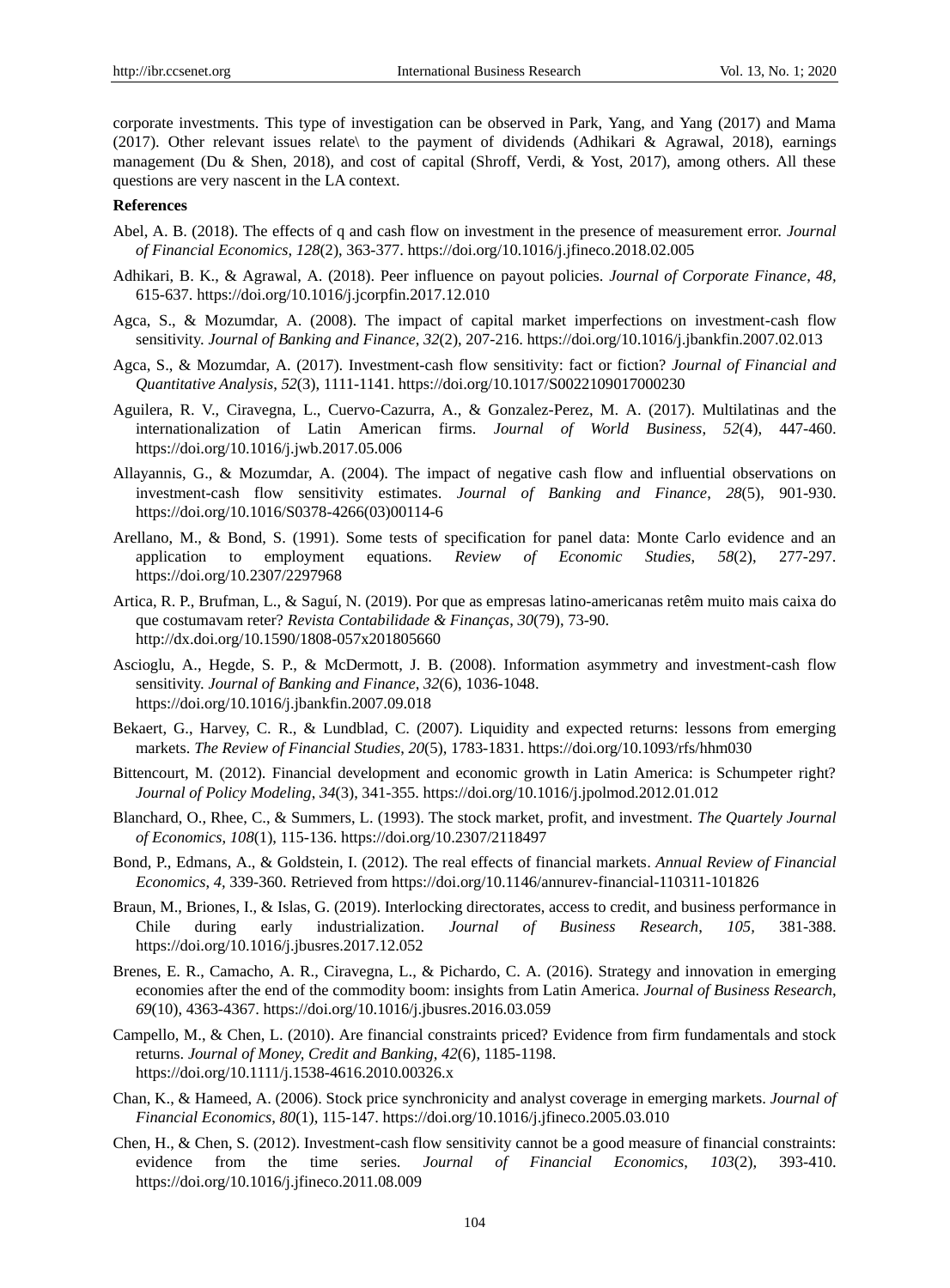corporate investments. This type of investigation can be observed in Park, Yang, and Yang (2017) and Mama (2017). Other relevant issues relate\ to the payment of dividends (Adhikari & Agrawal, 2018), earnings management (Du & Shen, 2018), and cost of capital (Shroff, Verdi, & Yost, 2017), among others. All these questions are very nascent in the LA context.

**References**

Abel, A. B. (2018). The effects of q and cash flow on investment in the presence of measurement error. *Journal of Financial Economics*, *128*(2), 363-377. https://doi.org/10.1016/j.jfineco.2018.02.005

Adhikari, B. K., & Agrawal, A. (2018). Peer influence on payout policies. *Journal of Corporate Finance*, *48*, 615-637. https://doi.org/10.1016/j.jcorpfin.2017.12.010

Agca, S., & Mozumdar, A. (2008). The impact of capital market imperfections on investment-cash flow sensitivity. *Journal of Banking and Finance*, *32*(2), 207-216. https://doi.org/10.1016/j.jbankfin.2007.02.013

Agca, S., & Mozumdar, A. (2017). Investment-cash flow sensitivity: fact or fiction? *Journal of Financial and Quantitative Analysis*, *52*(3), 1111-1141. https://doi.org/10.1017/S0022109017000230

Aguilera, R. V., Ciravegna, L., Cuervo-Cazurra, A., & Gonzalez-Perez, M. A. (2017). Multilatinas and the internationalization of Latin American firms. *Journal of World Business*, *52*(4), 447-460. https://doi.org/10.1016/j.jwb.2017.05.006

Allayannis, G., & Mozumdar, A. (2004). The impact of negative cash flow and influential observations on investment-cash flow sensitivity estimates. *Journal of Banking and Finance*, *28*(5), 901-930. https://doi.org/10.1016/S0378-4266(03)00114-6

Arellano, M., & Bond, S. (1991). Some tests of specification for panel data: Monte Carlo evidence and an application to employment equations. *Review of Economic Studies*, *58*(2), 277-297. https://doi.org/10.2307/2297968

Artica, R. P., Brufman, L., & Saguí, N. (2019). Por que as empresas latino-americanas retêm muito mais caixa do que costumavam reter? *Revista Contabilidade & Finanças*, *30*(79), 73-90. http://dx.doi.org/10.1590/1808-057x201805660

Ascioglu, A., Hegde, S. P., & McDermott, J. B. (2008). Information asymmetry and investment-cash flow sensitivity. *Journal of Banking and Finance*, *32*(6), 1036-1048. https://doi.org/10.1016/j.jbankfin.2007.09.018

Bekaert, G., Harvey, C. R., & Lundblad, C. (2007). Liquidity and expected returns: lessons from emerging markets. *The Review of Financial Studies*, *20*(5), 1783-1831. https://doi.org/10.1093/rfs/hhm030

Bittencourt, M. (2012). Financial development and economic growth in Latin America: is Schumpeter right? *Journal of Policy Modeling*, *34*(3), 341-355. https://doi.org/10.1016/j.jpolmod.2012.01.012

Blanchard, O., Rhee, C., & Summers, L. (1993). The stock market, profit, and investment. *The Quartely Journal of Economics*, *108*(1), 115-136. https://doi.org/10.2307/2118497

Bond, P., Edmans, A., & Goldstein, I. (2012). The real effects of financial markets. *Annual Review of Financial Economics*, *4*, 339-360. Retrieved from https://doi.org/10.1146/annurev-financial-110311-101826

Braun, M., Briones, I., & Islas, G. (2019). Interlocking directorates, access to credit, and business performance in Chile during early industrialization. *Journal of Business Research*, *105*, 381-388. https://doi.org/10.1016/j.jbusres.2017.12.052

Brenes, E. R., Camacho, A. R., Ciravegna, L., & Pichardo, C. A. (2016). Strategy and innovation in emerging economies after the end of the commodity boom: insights from Latin America. *Journal of Business Research*, *69*(10), 4363-4367. https://doi.org/10.1016/j.jbusres.2016.03.059

Campello, M., & Chen, L. (2010). Are financial constraints priced? Evidence from firm fundamentals and stock returns. *Journal of Money, Credit and Banking*, *42*(6), 1185-1198. https://doi.org/10.1111/j.1538-4616.2010.00326.x

Chan, K., & Hameed, A. (2006). Stock price synchronicity and analyst coverage in emerging markets. *Journal of Financial Economics*, *80*(1), 115-147. https://doi.org/10.1016/j.jfineco.2005.03.010

Chen, H., & Chen, S. (2012). Investment-cash flow sensitivity cannot be a good measure of financial constraints: evidence from the time series. *Journal of Financial Economics*, *103*(2), 393-410. https://doi.org/10.1016/j.jfineco.2011.08.009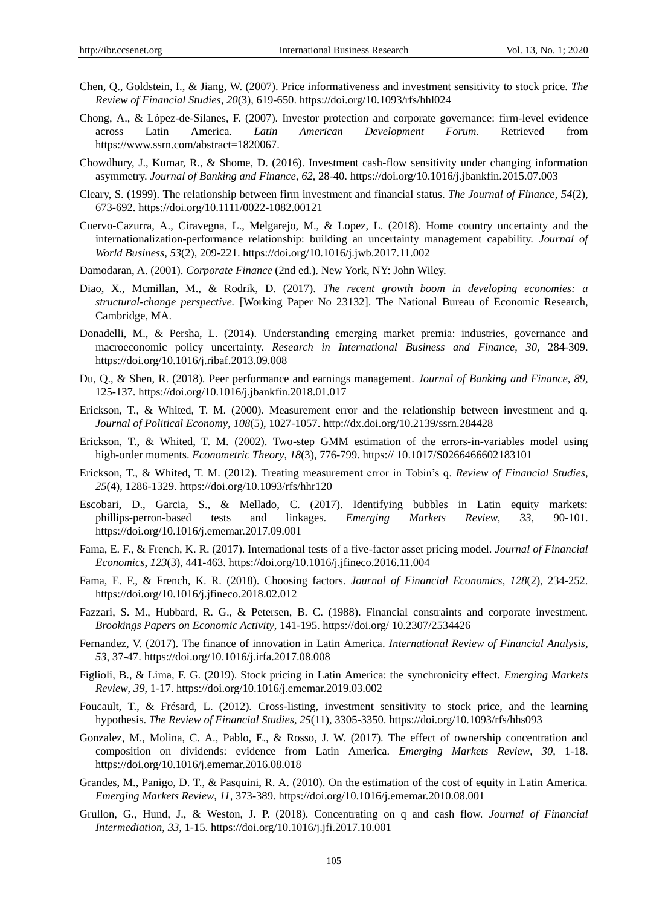Chen, Q., Goldstein, I., & Jiang, W. (2007). Price informativeness and investment sensitivity to stock price. *The Review of Financial Studies*, *20*(3), 619-650. https://doi.org/10.1093/rfs/hhl024

Chong, A., & López-de-Silanes, F. (2007). Investor protection and corporate governance: firm-level evidence across Latin America. *Latin American Development Forum.* Retrieved from https://www.ssrn.com/abstract=1820067.

Chowdhury, J., Kumar, R., & Shome, D. (2016). Investment cash-flow sensitivity under changing information asymmetry. *Journal of Banking and Finance*, *62*, 28-40. https://doi.org/10.1016/j.jbankfin.2015.07.003

Cleary, S. (1999). The relationship between firm investment and financial status. *The Journal of Finance*, *54*(2), 673-692. https://doi.org/10.1111/0022-1082.00121

Cuervo-Cazurra, A., Ciravegna, L., Melgarejo, M., & Lopez, L. (2018). Home country uncertainty and the internationalization-performance relationship: building an uncertainty management capability. *Journal of World Business*, *53*(2), 209-221. https://doi.org/10.1016/j.jwb.2017.11.002

Damodaran, A. (2001). *Corporate Finance* (2nd ed.). New York, NY: John Wiley.

Diao, X., Mcmillan, M., & Rodrik, D. (2017). *The recent growth boom in developing economies: a structural-change perspective.* [Working Paper No 23132]. The National Bureau of Economic Research, Cambridge, MA.

Donadelli, M., & Persha, L. (2014). Understanding emerging market premia: industries, governance and macroeconomic policy uncertainty. *Research in International Business and Finance, 30,* 284-309. https://doi.org/10.1016/j.ribaf.2013.09.008

Du, Q., & Shen, R. (2018). Peer performance and earnings management. *Journal of Banking and Finance*, *89*, 125-137. https://doi.org/10.1016/j.jbankfin.2018.01.017

Erickson, T., & Whited, T. M. (2000). Measurement error and the relationship between investment and q. *Journal of Political Economy*, *108*(5), 1027-1057. http://dx.doi.org/10.2139/ssrn.284428

Erickson, T., & Whited, T. M. (2002). Two-step GMM estimation of the errors-in-variables model using high-order moments. *Econometric Theory*, *18*(3), 776-799. https:// 10.1017/S0266466602183101

Erickson, T., & Whited, T. M. (2012). Treating measurement error in Tobin's q. *Review of Financial Studies*, *25*(4), 1286-1329. https://doi.org/10.1093/rfs/hhr120

Escobari, D., Garcia, S., & Mellado, C. (2017). Identifying bubbles in Latin equity markets: phillips-perron-based tests and linkages. *Emerging Markets Review, 33,* 90-101. https://doi.org/10.1016/j.ememar.2017.09.001

Fama, E. F., & French, K. R. (2017). International tests of a five-factor asset pricing model. *Journal of Financial Economics*, *123*(3), 441-463. https://doi.org/10.1016/j.jfineco.2016.11.004

Fama, E. F., & French, K. R. (2018). Choosing factors. *Journal of Financial Economics*, *128*(2), 234-252. https://doi.org/10.1016/j.jfineco.2018.02.012

Fazzari, S. M., Hubbard, R. G., & Petersen, B. C. (1988). Financial constraints and corporate investment. *Brookings Papers on Economic Activity*, 141-195. https://doi.org/ 10.2307/2534426

Fernandez, V. (2017). The finance of innovation in Latin America. *International Review of Financial Analysis*, *53*, 37-47. https://doi.org/10.1016/j.irfa.2017.08.008

Figlioli, B., & Lima, F. G. (2019). Stock pricing in Latin America: the synchronicity effect. *Emerging Markets Review*, *39*, 1-17. https://doi.org/10.1016/j.ememar.2019.03.002

Foucault, T., & Frésard, L. (2012). Cross-listing, investment sensitivity to stock price, and the learning hypothesis. *The Review of Financial Studies*, *25*(11), 3305-3350. https://doi.org/10.1093/rfs/hhs093

Gonzalez, M., Molina, C. A., Pablo, E., & Rosso, J. W. (2017). The effect of ownership concentration and composition on dividends: evidence from Latin America. *Emerging Markets Review*, *30*, 1-18. https://doi.org/10.1016/j.ememar.2016.08.018

Grandes, M., Panigo, D. T., & Pasquini, R. A. (2010). On the estimation of the cost of equity in Latin America. *Emerging Markets Review*, *11,* 373-389. https://doi.org/10.1016/j.ememar.2010.08.001

Grullon, G., Hund, J., & Weston, J. P. (2018). Concentrating on q and cash flow. *Journal of Financial Intermediation*, *33*, 1-15. https://doi.org/10.1016/j.jfi.2017.10.001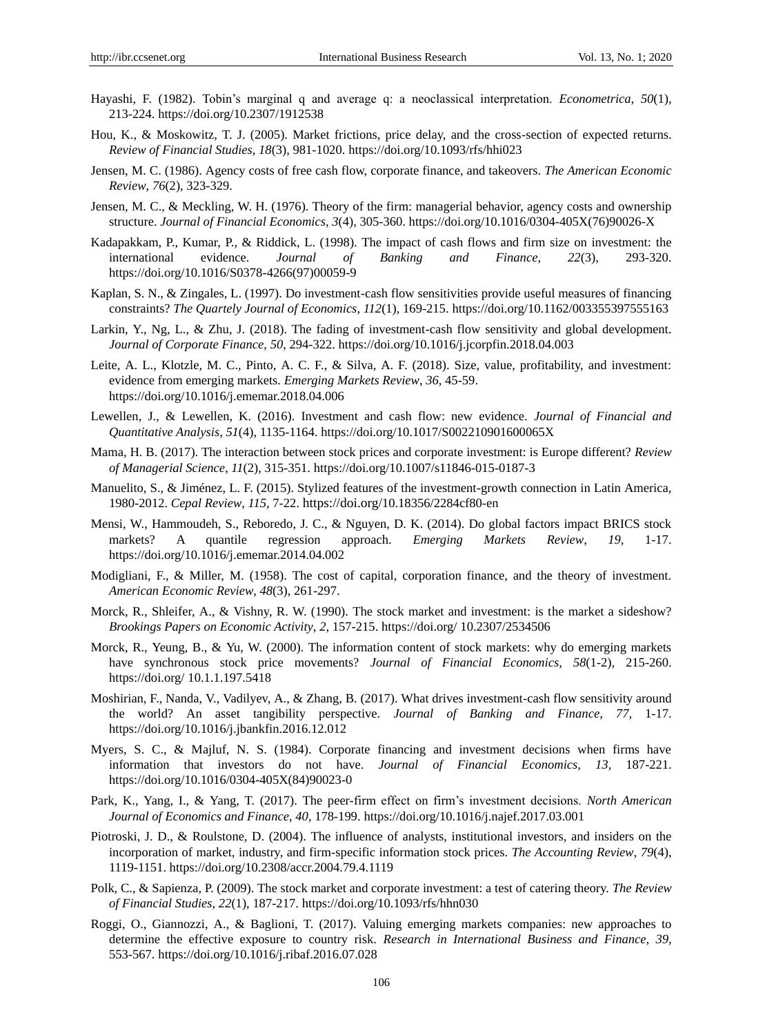Hayashi, F. (1982). Tobin's marginal q and average q: a neoclassical interpretation. *Econometrica*, *50*(1), 213-224. https://doi.org/10.2307/1912538

Hou, K., & Moskowitz, T. J. (2005). Market frictions, price delay, and the cross-section of expected returns. *Review of Financial Studies*, *18*(3), 981-1020. https://doi.org/10.1093/rfs/hhi023

Jensen, M. C. (1986). Agency costs of free cash flow, corporate finance, and takeovers. *The American Economic Review*, *76*(2), 323-329.

Jensen, M. C., & Meckling, W. H. (1976). Theory of the firm: managerial behavior, agency costs and ownership structure. *Journal of Financial Economics*, *3*(4), 305-360. https://doi.org/10.1016/0304-405X(76)90026-X

Kadapakkam, P., Kumar, P., & Riddick, L. (1998). The impact of cash flows and firm size on investment: the international evidence. *Journal of Banking and Finance*, *22*(3), 293-320. https://doi.org/10.1016/S0378-4266(97)00059-9

Kaplan, S. N., & Zingales, L. (1997). Do investment-cash flow sensitivities provide useful measures of financing constraints? *The Quartely Journal of Economics*, *112*(1), 169-215. https://doi.org/10.1162/003355397555163

Larkin, Y., Ng, L., & Zhu, J. (2018). The fading of investment-cash flow sensitivity and global development. *Journal of Corporate Finance*, *50*, 294-322. https://doi.org/10.1016/j.jcorpfin.2018.04.003

Leite, A. L., Klotzle, M. C., Pinto, A. C. F., & Silva, A. F. (2018). Size, value, profitability, and investment: evidence from emerging markets. *Emerging Markets Review*, *36*, 45-59. https://doi.org/10.1016/j.ememar.2018.04.006

Lewellen, J., & Lewellen, K. (2016). Investment and cash flow: new evidence. *Journal of Financial and Quantitative Analysis*, *51*(4), 1135-1164. https://doi.org/10.1017/S002210901600065X

Mama, H. B. (2017). The interaction between stock prices and corporate investment: is Europe different? *Review of Managerial Science*, *11*(2), 315-351. https://doi.org/10.1007/s11846-015-0187-3

Manuelito, S., & Jiménez, L. F. (2015). Stylized features of the investment-growth connection in Latin America, 1980-2012. *Cepal Review*, *115*, 7-22. https://doi.org/10.18356/2284cf80-en

Mensi, W., Hammoudeh, S., Reboredo, J. C., & Nguyen, D. K. (2014). Do global factors impact BRICS stock markets? A quantile regression approach. *Emerging Markets Review*, *19*, 1-17. https://doi.org/10.1016/j.ememar.2014.04.002

Modigliani, F., & Miller, M. (1958). The cost of capital, corporation finance, and the theory of investment. *American Economic Review*, *48*(3), 261-297.

Morck, R., Shleifer, A., & Vishny, R. W. (1990). The stock market and investment: is the market a sideshow? *Brookings Papers on Economic Activity*, *2*, 157-215. https://doi.org/ 10.2307/2534506

Morck, R., Yeung, B., & Yu, W. (2000). The information content of stock markets: why do emerging markets have synchronous stock price movements? *Journal of Financial Economics*, *58*(1-2), 215-260. https://doi.org/ 10.1.1.197.5418

Moshirian, F., Nanda, V., Vadilyev, A., & Zhang, B. (2017). What drives investment-cash flow sensitivity around the world? An asset tangibility perspective. *Journal of Banking and Finance*, *77*, 1-17. https://doi.org/10.1016/j.jbankfin.2016.12.012

Myers, S. C., & Majluf, N. S. (1984). Corporate financing and investment decisions when firms have information that investors do not have. *Journal of Financial Economics*, *13*, 187-221. https://doi.org/10.1016/0304-405X(84)90023-0

Park, K., Yang, I., & Yang, T. (2017). The peer-firm effect on firm's investment decisions. *North American Journal of Economics and Finance*, *40*, 178-199. https://doi.org/10.1016/j.najef.2017.03.001

Piotroski, J. D., & Roulstone, D. (2004). The influence of analysts, institutional investors, and insiders on the incorporation of market, industry, and firm-specific information stock prices. *The Accounting Review*, *79*(4), 1119-1151. https://doi.org/10.2308/accr.2004.79.4.1119

Polk, C., & Sapienza, P. (2009). The stock market and corporate investment: a test of catering theory. *The Review of Financial Studies*, *22*(1), 187-217. https://doi.org/10.1093/rfs/hhn030

Roggi, O., Giannozzi, A., & Baglioni, T. (2017). Valuing emerging markets companies: new approaches to determine the effective exposure to country risk. *Research in International Business and Finance*, *39*, 553-567. https://doi.org/10.1016/j.ribaf.2016.07.028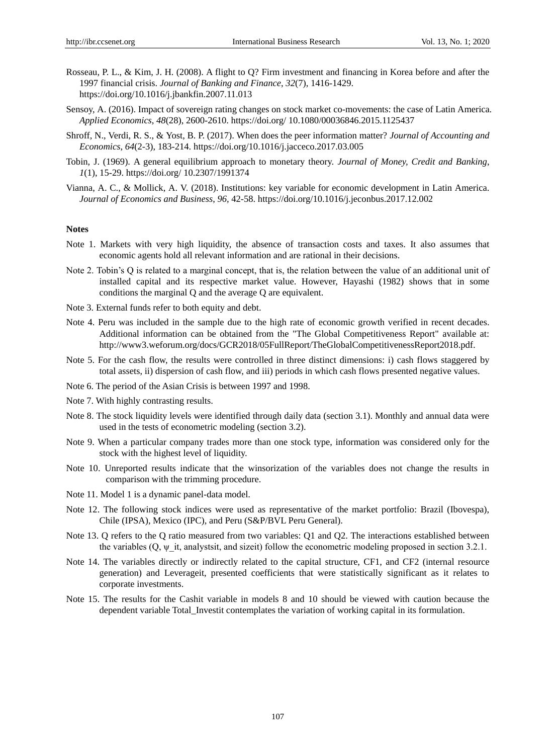Rosseau, P. L., & Kim, J. H. (2008). A flight to Q? Firm investment and financing in Korea before and after the 1997 financial crisis. *Journal of Banking and Finance*, *32*(7), 1416-1429. https://doi.org/10.1016/j.jbankfin.2007.11.013

Sensoy, A. (2016). Impact of sovereign rating changes on stock market co-movements: the case of Latin America. *Applied Economics*, *48*(28), 2600-2610. https://doi.org/ 10.1080/00036846.2015.1125437

Shroff, N., Verdi, R. S., & Yost, B. P. (2017). When does the peer information matter? *Journal of Accounting and Economics*, *64*(2-3), 183-214. https://doi.org/10.1016/j.jacceco.2017.03.005

Tobin, J. (1969). A general equilibrium approach to monetary theory. *Journal of Money, Credit and Banking*, *1*(1), 15-29. https://doi.org/ 10.2307/1991374

Vianna, A. C., & Mollick, A. V. (2018). Institutions: key variable for economic development in Latin America. *Journal of Economics and Business*, *96*, 42-58. https://doi.org/10.1016/j.jeconbus.2017.12.002

**Notes**

Note 1. Markets with very high liquidity, the absence of transaction costs and taxes. It also assumes that economic agents hold all relevant information and are rational in their decisions.

Note 2. Tobin's Q is related to a marginal concept, that is, the relation between the value of an additional unit of installed capital and its respective market value. However, Hayashi (1982) shows that in some conditions the marginal Q and the average Q are equivalent.

Note 3. External funds refer to both equity and debt.

Note 4. Peru was included in the sample due to the high rate of economic growth verified in recent decades. Additional information can be obtained from the "The Global Competitiveness Report" available at: http://www3.weforum.org/docs/GCR2018/05FullReport/TheGlobalCompetitivenessReport2018.pdf.

Note 5. For the cash flow, the results were controlled in three distinct dimensions: i) cash flows staggered by total assets, ii) dispersion of cash flow, and iii) periods in which cash flows presented negative values.

Note 6. The period of the Asian Crisis is between 1997 and 1998.

Note 7. With highly contrasting results.

Note 8. The stock liquidity levels were identified through daily data (section 3.1). Monthly and annual data were used in the tests of econometric modeling (section 3.2).

Note 9. When a particular company trades more than one stock type, information was considered only for the stock with the highest level of liquidity.

Note 10. Unreported results indicate that the winsorization of the variables does not change the results in comparison with the trimming procedure.

Note 11. Model 1 is a dynamic panel-data model.

Note 12. The following stock indices were used as representative of the market portfolio: Brazil (Ibovespa), Chile (IPSA), Mexico (IPC), and Peru (S&P/BVL Peru General).

Note 13. Q refers to the Q ratio measured from two variables: Q1 and Q2. The interactions established between the variables (Q, ψ_it, analystsit, and sizeit) follow the econometric modeling proposed in section 3.2.1.

Note 14. The variables directly or indirectly related to the capital structure, CF1, and CF2 (internal resource generation) and Leverageit, presented coefficients that were statistically significant as it relates to corporate investments.

Note 15. The results for the Cashit variable in models 8 and 10 should be viewed with caution because the dependent variable Total_Investit contemplates the variation of working capital in its formulation.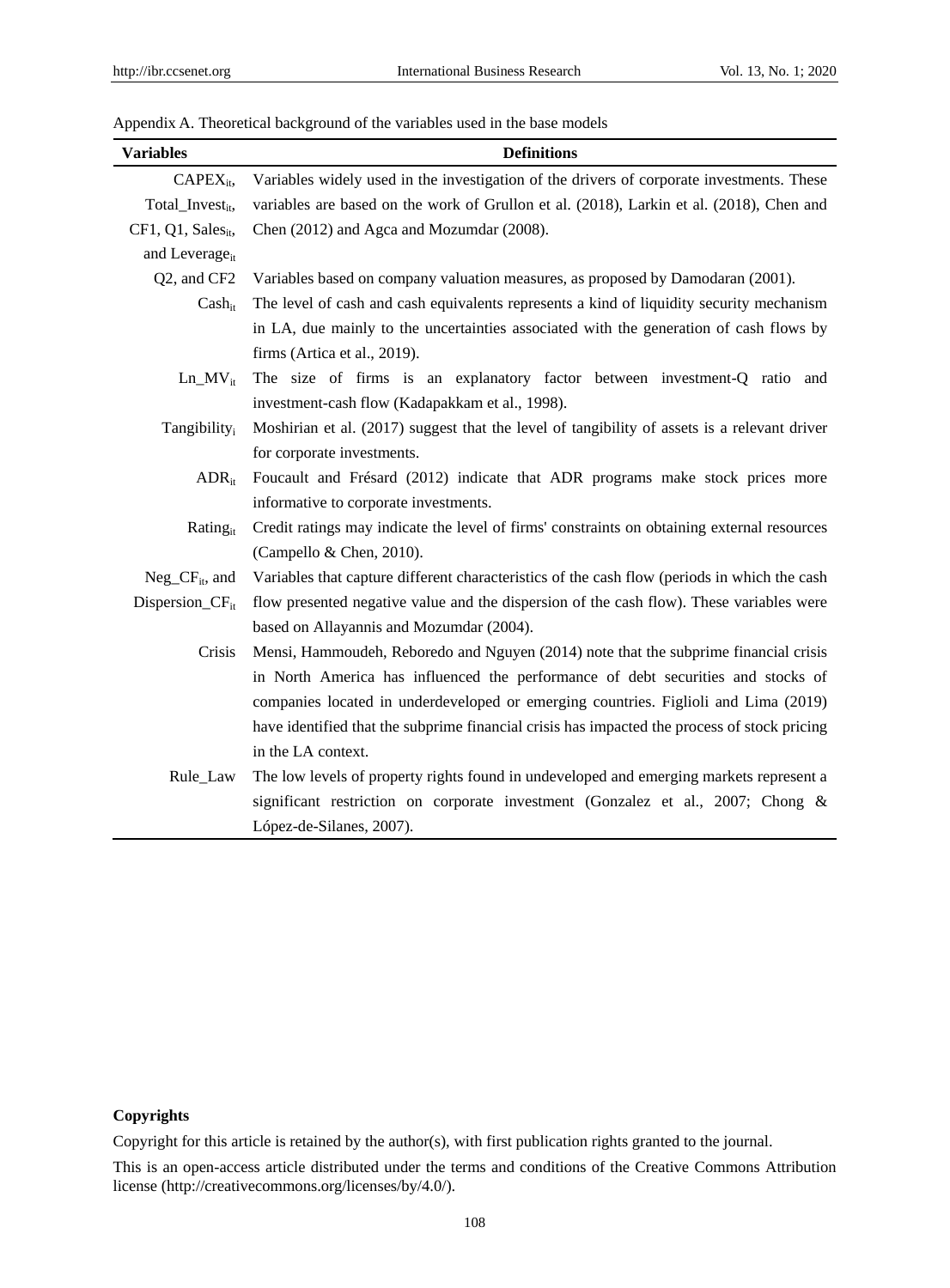Appendix A. Theoretical background of the variables used in the base models

| Variables | Definitions |
| --- | --- |
| $CAPEX_{it}$, $Total\_Invest_{it}$, CF1, Q1, $Sales_{it}$, and $Leverage_{it}$ | Variables widely used in the investigation of the drivers of corporate investments. These variables are based on the work of Grullon et al. (2018), Larkin et al. (2018), Chen and Chen (2012) and Agca and Mozumdar (2008). |
| Q2, and CF2 | Variables based on company valuation measures, as proposed by Damodaran (2001). |
| $Cash_{it}$ | The level of cash and cash equivalents represents a kind of liquidity security mechanism in LA, due mainly to the uncertainties associated with the generation of cash flows by firms (Artica et al., 2019). |
| $Ln\_MV_{it}$ | The size of firms is an explanatory factor between investment-Q ratio and investment-cash flow (Kadapakkam et al., 1998). |
| $Tangibility_{i}$ | Moshirian et al. (2017) suggest that the level of tangibility of assets is a relevant driver for corporate investments. |
| $ADR_{it}$ | Foucault and Frésard (2012) indicate that ADR programs make stock prices more informative to corporate investments. |
| $Rating_{it}$ | Credit ratings may indicate the level of firms' constraints on obtaining external resources (Campello & Chen, 2010). |
| $Neg\_CF_{it}$, and $Dispersion\_CF_{it}$ | Variables that capture different characteristics of the cash flow (periods in which the cash flow presented negative value and the dispersion of the cash flow). These variables were based on Allayannis and Mozumdar (2004). |
| Crisis | Mensi, Hammoudeh, Reboredo and Nguyen (2014) note that the subprime financial crisis in North America has influenced the performance of debt securities and stocks of companies located in underdeveloped or emerging countries. Figlioli and Lima (2019) have identified that the subprime financial crisis has impacted the process of stock pricing in the LA context. |
| Rule_Law | The low levels of property rights found in undeveloped and emerging markets represent a significant restriction on corporate investment (Gonzalez et al., 2007; Chong & López-de-Silanes, 2007). |

**Copyrights**

Copyright for this article is retained by the author(s), with first publication rights granted to the journal.

This is an open-access article distributed under the terms and conditions of the Creative Commons Attribution license (http://creativecommons.org/licenses/by/4.0/).